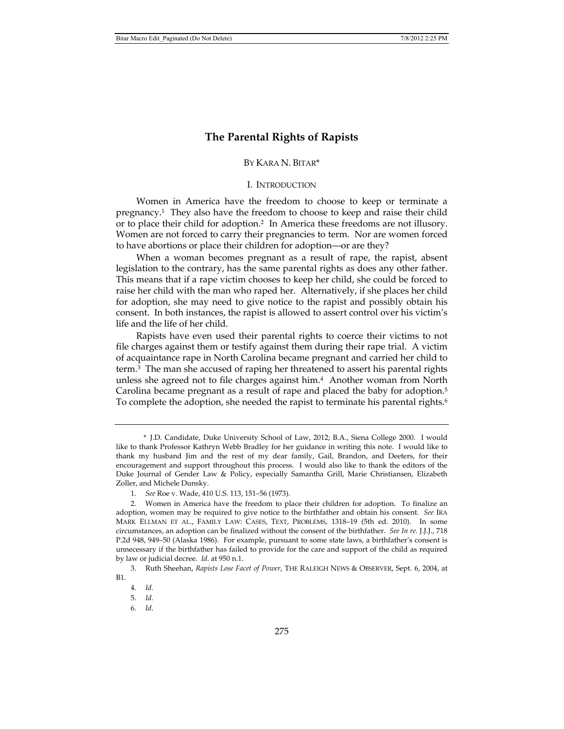# The Parental Rights of Rapists

BY KARA N. BITAR*

## I. INTRODUCTION

Women in America have the freedom to choose to keep or terminate a pregnancy.[1] They also have the freedom to choose to keep and raise their child or to place their child for adoption.[2] In America these freedoms are not illusory. Women are not forced to carry their pregnancies to term. Nor are women forced to have abortions or place their children for adoption—or are they?

When a woman becomes pregnant as a result of rape, the rapist, absent legislation to the contrary, has the same parental rights as does any other father. This means that if a rape victim chooses to keep her child, she could be forced to raise her child with the man who raped her. Alternatively, if she places her child for adoption, she may need to give notice to the rapist and possibly obtain his consent. In both instances, the rapist is allowed to assert control over his victim's life and the life of her child.

Rapists have even used their parental rights to coerce their victims to not file charges against them or testify against them during their rape trial. A victim of acquaintance rape in North Carolina became pregnant and carried her child to term.[3] The man she accused of raping her threatened to assert his parental rights unless she agreed not to file charges against him.[4] Another woman from North Carolina became pregnant as a result of rape and placed the baby for adoption.[5] To complete the adoption, she needed the rapist to terminate his parental rights.[6]

---

\* J.D. Candidate, Duke University School of Law, 2012; B.A., Siena College 2000. I would like to thank Professor Kathryn Webb Bradley for her guidance in writing this note. I would like to thank my husband Jim and the rest of my dear family, Gail, Brandon, and Deeters, for their encouragement and support throughout this process. I would also like to thank the editors of the Duke Journal of Gender Law & Policy, especially Samantha Grill, Marie Christiansen, Elizabeth Zoller, and Michele Dunsky.

1. *See* Roe v. Wade, 410 U.S. 113, 151–56 (1973).

2. Women in America have the freedom to place their children for adoption. To finalize an adoption, women may be required to give notice to the birthfather and obtain his consent. *See* IRA MARK ELLMAN ET AL., FAMILY LAW: CASES, TEXT, PROBLEMS, 1318–19 (5th ed. 2010). In some circumstances, an adoption can be finalized without the consent of the birthfather. *See In re.* J.J.J., 718 P.2d 948, 949–50 (Alaska 1986). For example, pursuant to some state laws, a birthfather's consent is unnecessary if the birthfather has failed to provide for the care and support of the child as required by law or judicial decree. *Id*. at 950 n.1.

3. Ruth Sheehan, *Rapists Lose Facet of Power*, THE RALEIGH NEWS & OBSERVER, Sept. 6, 2004, at B1.

4. *Id.*

5. *Id.*

6. *Id*.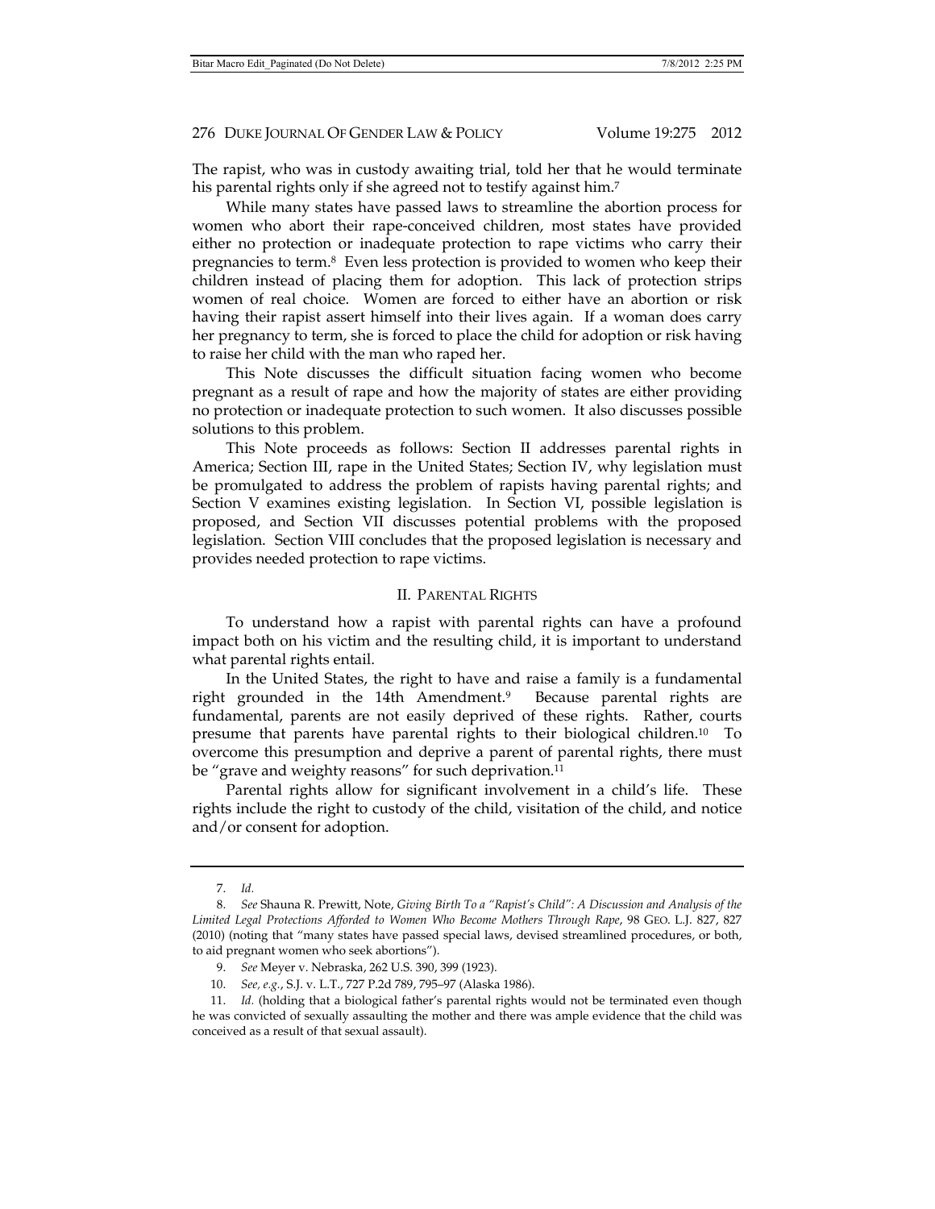The rapist, who was in custody awaiting trial, told her that he would terminate his parental rights only if she agreed not to testify against him.[7]

While many states have passed laws to streamline the abortion process for women who abort their rape-conceived children, most states have provided either no protection or inadequate protection to rape victims who carry their pregnancies to term.[8] Even less protection is provided to women who keep their children instead of placing them for adoption. This lack of protection strips women of real choice. Women are forced to either have an abortion or risk having their rapist assert himself into their lives again. If a woman does carry her pregnancy to term, she is forced to place the child for adoption or risk having to raise her child with the man who raped her.

This Note discusses the difficult situation facing women who become pregnant as a result of rape and how the majority of states are either providing no protection or inadequate protection to such women. It also discusses possible solutions to this problem.

This Note proceeds as follows: Section II addresses parental rights in America; Section III, rape in the United States; Section IV, why legislation must be promulgated to address the problem of rapists having parental rights; and Section V examines existing legislation. In Section VI, possible legislation is proposed, and Section VII discusses potential problems with the proposed legislation. Section VIII concludes that the proposed legislation is necessary and provides needed protection to rape victims.

## II. PARENTAL RIGHTS

To understand how a rapist with parental rights can have a profound impact both on his victim and the resulting child, it is important to understand what parental rights entail.

In the United States, the right to have and raise a family is a fundamental right grounded in the 14th Amendment.[9] Because parental rights are fundamental, parents are not easily deprived of these rights. Rather, courts presume that parents have parental rights to their biological children.[10] To overcome this presumption and deprive a parent of parental rights, there must be "grave and weighty reasons" for such deprivation.[11]

Parental rights allow for significant involvement in a child's life. These rights include the right to custody of the child, visitation of the child, and notice and/or consent for adoption.

---

7. *Id.*

8. *See* Shauna R. Prewitt, Note, *Giving Birth To a "Rapist's Child": A Discussion and Analysis of the Limited Legal Protections Afforded to Women Who Become Mothers Through Rape*, 98 GEO. L.J. 827, 827 (2010) (noting that "many states have passed special laws, devised streamlined procedures, or both, to aid pregnant women who seek abortions").

9. *See* Meyer v. Nebraska, 262 U.S. 390, 399 (1923).

10. *See, e.g.*, S.J. v. L.T., 727 P.2d 789, 795–97 (Alaska 1986).

11. *Id.* (holding that a biological father's parental rights would not be terminated even though he was convicted of sexually assaulting the mother and there was ample evidence that the child was conceived as a result of that sexual assault).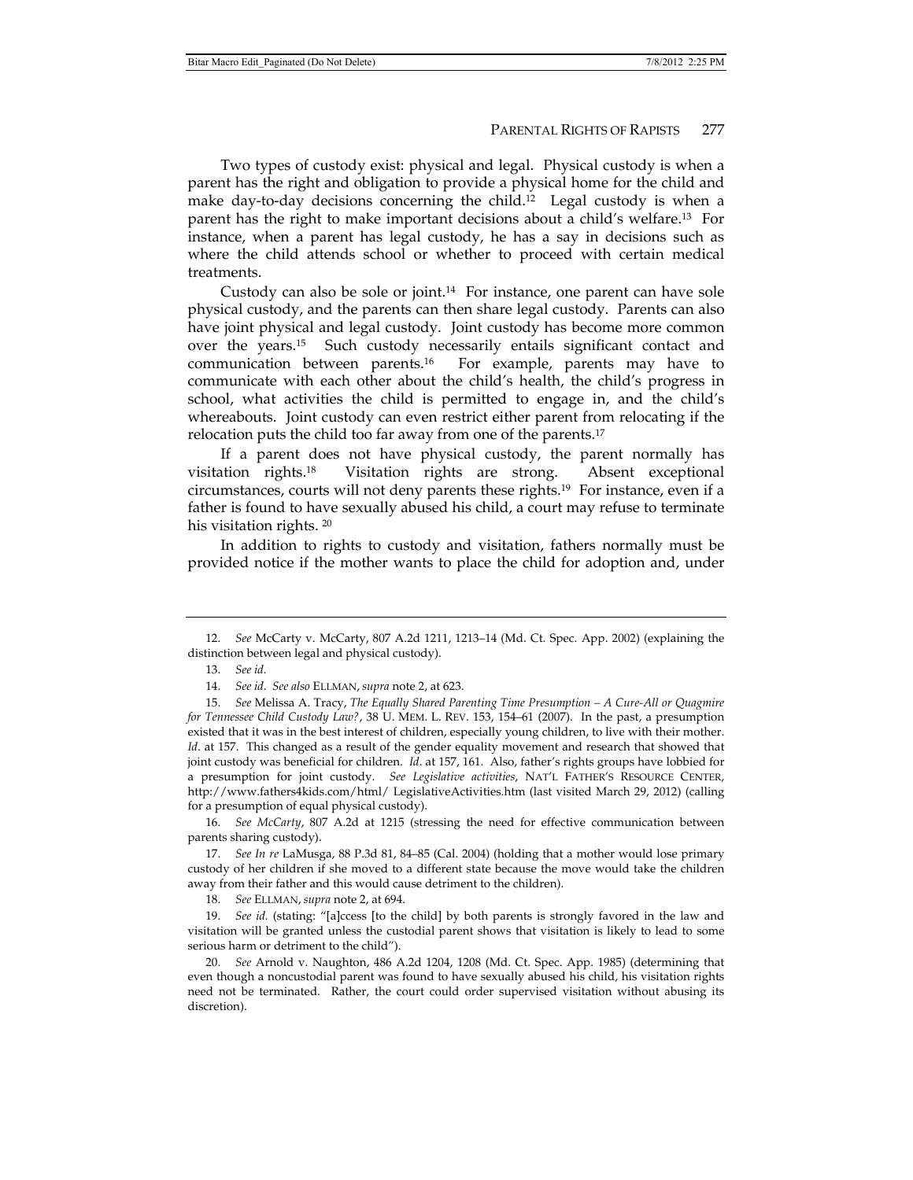Two types of custody exist: physical and legal. Physical custody is when a parent has the right and obligation to provide a physical home for the child and make day-to-day decisions concerning the child.[12] Legal custody is when a parent has the right to make important decisions about a child's welfare.[13] For instance, when a parent has legal custody, he has a say in decisions such as where the child attends school or whether to proceed with certain medical treatments.

Custody can also be sole or joint.[14] For instance, one parent can have sole physical custody, and the parents can then share legal custody. Parents can also have joint physical and legal custody. Joint custody has become more common over the years.[15] Such custody necessarily entails significant contact and communication between parents.[16] For example, parents may have to communicate with each other about the child's health, the child's progress in school, what activities the child is permitted to engage in, and the child's whereabouts. Joint custody can even restrict either parent from relocating if the relocation puts the child too far away from one of the parents.[17]

If a parent does not have physical custody, the parent normally has visitation rights.[18] Visitation rights are strong. Absent exceptional circumstances, courts will not deny parents these rights.[19] For instance, even if a father is found to have sexually abused his child, a court may refuse to terminate his visitation rights.[20]

In addition to rights to custody and visitation, fathers normally must be provided notice if the mother wants to place the child for adoption and, under

---

12. *See* McCarty v. McCarty, 807 A.2d 1211, 1213–14 (Md. Ct. Spec. App. 2002) (explaining the distinction between legal and physical custody).

13. *See id.*

14. *See id*. *See also* ELLMAN, *supra* note 2, at 623.

15. *See* Melissa A. Tracy, *The Equally Shared Parenting Time Presumption – A Cure-All or Quagmire for Tennessee Child Custody Law?*, 38 U. MEM. L. REV. 153, 154–61 (2007). In the past, a presumption existed that it was in the best interest of children, especially young children, to live with their mother. *Id*. at 157. This changed as a result of the gender equality movement and research that showed that joint custody was beneficial for children. *Id*. at 157, 161. Also, father's rights groups have lobbied for a presumption for joint custody. *See Legislative activities*, NAT'L FATHER'S RESOURCE CENTER, http://www.fathers4kids.com/html/ LegislativeActivities.htm (last visited March 29, 2012) (calling for a presumption of equal physical custody).

16. *See McCarty*, 807 A.2d at 1215 (stressing the need for effective communication between parents sharing custody).

17. *See In re* LaMusga, 88 P.3d 81, 84–85 (Cal. 2004) (holding that a mother would lose primary custody of her children if she moved to a different state because the move would take the children away from their father and this would cause detriment to the children).

18. *See* ELLMAN, *supra* note 2, at 694.

19. *See id.* (stating: "[a]ccess [to the child] by both parents is strongly favored in the law and visitation will be granted unless the custodial parent shows that visitation is likely to lead to some serious harm or detriment to the child").

20. *See* Arnold v. Naughton, 486 A.2d 1204, 1208 (Md. Ct. Spec. App. 1985) (determining that even though a noncustodial parent was found to have sexually abused his child, his visitation rights need not be terminated. Rather, the court could order supervised visitation without abusing its discretion).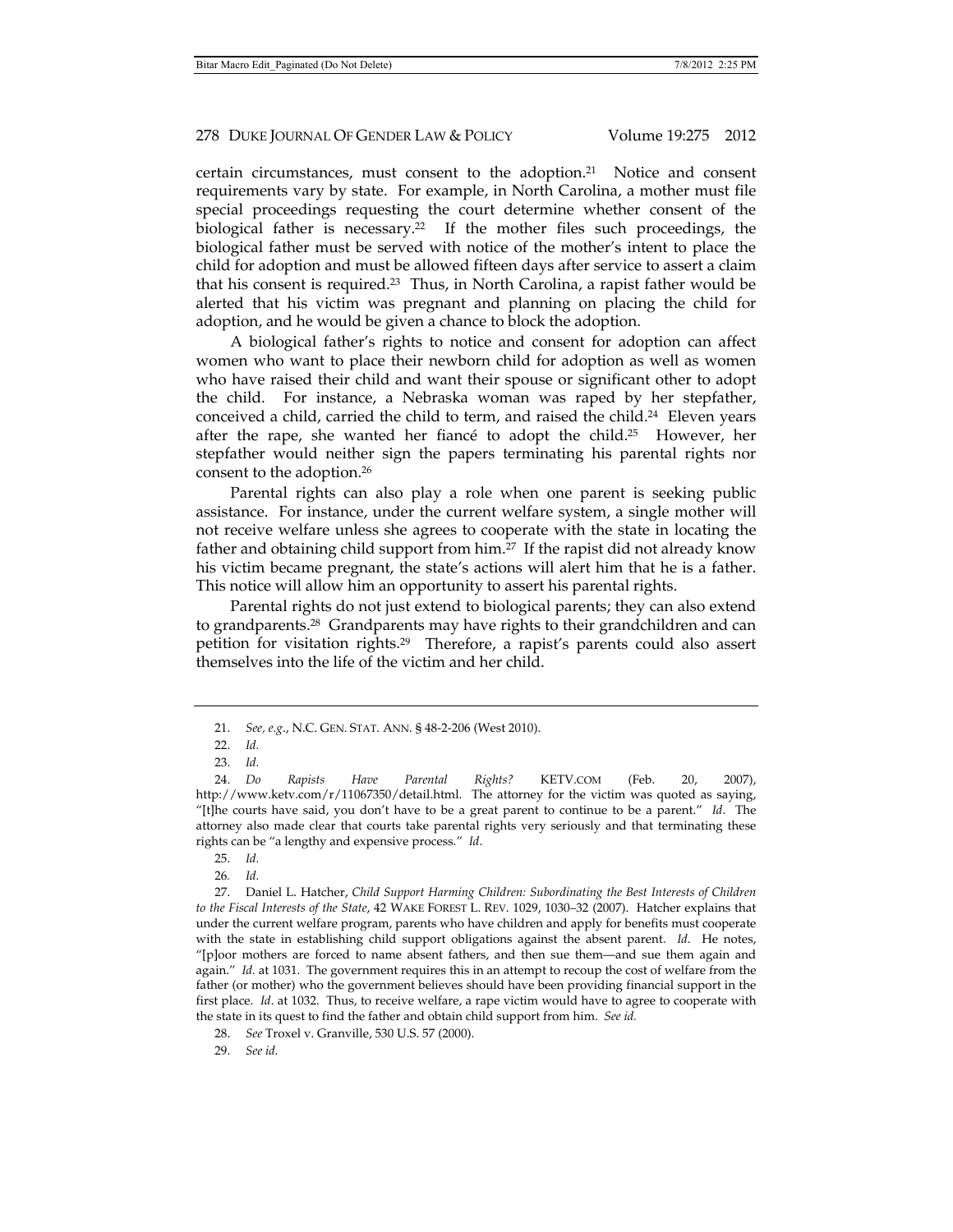certain circumstances, must consent to the adoption.[21] Notice and consent requirements vary by state. For example, in North Carolina, a mother must file special proceedings requesting the court determine whether consent of the biological father is necessary.[22] If the mother files such proceedings, the biological father must be served with notice of the mother's intent to place the child for adoption and must be allowed fifteen days after service to assert a claim that his consent is required.[23] Thus, in North Carolina, a rapist father would be alerted that his victim was pregnant and planning on placing the child for adoption, and he would be given a chance to block the adoption.

A biological father's rights to notice and consent for adoption can affect women who want to place their newborn child for adoption as well as women who have raised their child and want their spouse or significant other to adopt the child. For instance, a Nebraska woman was raped by her stepfather, conceived a child, carried the child to term, and raised the child.[24] Eleven years after the rape, she wanted her fiancé to adopt the child.[25] However, her stepfather would neither sign the papers terminating his parental rights nor consent to the adoption.[26]

Parental rights can also play a role when one parent is seeking public assistance. For instance, under the current welfare system, a single mother will not receive welfare unless she agrees to cooperate with the state in locating the father and obtaining child support from him.[27] If the rapist did not already know his victim became pregnant, the state's actions will alert him that he is a father. This notice will allow him an opportunity to assert his parental rights.

Parental rights do not just extend to biological parents; they can also extend to grandparents.[28] Grandparents may have rights to their grandchildren and can petition for visitation rights.[29] Therefore, a rapist's parents could also assert themselves into the life of the victim and her child.

---

21. *See, e.g.*, N.C. GEN. STAT. ANN. § 48-2-206 (West 2010).

22. *Id.*

23. *Id.*

24. *Do Rapists Have Parental Rights?* KETV.COM (Feb. 20, 2007), http://www.ketv.com/r/11067350/detail.html. The attorney for the victim was quoted as saying, "[t]he courts have said, you don't have to be a great parent to continue to be a parent." *Id.* The attorney also made clear that courts take parental rights very seriously and that terminating these rights can be "a lengthy and expensive process." *Id.*

25. *Id.*

26. *Id.*

27. Daniel L. Hatcher, *Child Support Harming Children: Subordinating the Best Interests of Children to the Fiscal Interests of the State*, 42 WAKE FOREST L. REV. 1029, 1030–32 (2007). Hatcher explains that under the current welfare program, parents who have children and apply for benefits must cooperate with the state in establishing child support obligations against the absent parent. *Id.* He notes, "[p]oor mothers are forced to name absent fathers, and then sue them—and sue them again and again." *Id.* at 1031. The government requires this in an attempt to recoup the cost of welfare from the father (or mother) who the government believes should have been providing financial support in the first place. *Id.* at 1032. Thus, to receive welfare, a rape victim would have to agree to cooperate with the state in its quest to find the father and obtain child support from him. *See id.*

28. *See* Troxel v. Granville, 530 U.S. 57 (2000).

29. *See id.*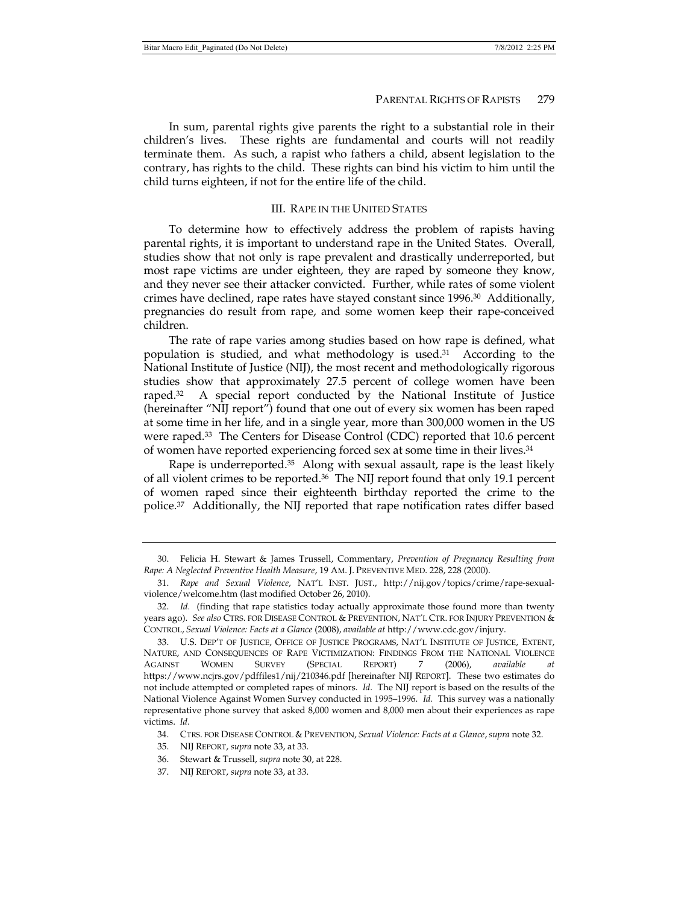In sum, parental rights give parents the right to a substantial role in their children's lives. These rights are fundamental and courts will not readily terminate them. As such, a rapist who fathers a child, absent legislation to the contrary, has rights to the child. These rights can bind his victim to him until the child turns eighteen, if not for the entire life of the child.

## III. RAPE IN THE UNITED STATES

To determine how to effectively address the problem of rapists having parental rights, it is important to understand rape in the United States. Overall, studies show that not only is rape prevalent and drastically underreported, but most rape victims are under eighteen, they are raped by someone they know, and they never see their attacker convicted. Further, while rates of some violent crimes have declined, rape rates have stayed constant since 1996.[30] Additionally, pregnancies do result from rape, and some women keep their rape-conceived children.

The rate of rape varies among studies based on how rape is defined, what population is studied, and what methodology is used.[31] According to the National Institute of Justice (NIJ), the most recent and methodologically rigorous studies show that approximately 27.5 percent of college women have been raped.[32] A special report conducted by the National Institute of Justice (hereinafter "NIJ report") found that one out of every six women has been raped at some time in her life, and in a single year, more than 300,000 women in the US were raped.[33] The Centers for Disease Control (CDC) reported that 10.6 percent of women have reported experiencing forced sex at some time in their lives.[34]

Rape is underreported.[35] Along with sexual assault, rape is the least likely of all violent crimes to be reported.[36] The NIJ report found that only 19.1 percent of women raped since their eighteenth birthday reported the crime to the police.[37] Additionally, the NIJ reported that rape notification rates differ based

---

30. Felicia H. Stewart & James Trussell, Commentary, *Prevention of Pregnancy Resulting from Rape: A Neglected Preventive Health Measure*, 19 AM. J. PREVENTIVE MED. 228, 228 (2000).

31. *Rape and Sexual Violence*, NAT'L INST. JUST., http://nij.gov/topics/crime/rape-sexual-violence/welcome.htm (last modified October 26, 2010).

32. *Id.* (finding that rape statistics today actually approximate those found more than twenty years ago). *See also* CTRS. FOR DISEASE CONTROL & PREVENTION, NAT'L CTR. FOR INJURY PREVENTION & CONTROL, *Sexual Violence: Facts at a Glance* (2008), *available at* http://www.cdc.gov/injury.

33. U.S. DEP'T OF JUSTICE, OFFICE OF JUSTICE PROGRAMS, NAT'L INSTITUTE OF JUSTICE, EXTENT, NATURE, AND CONSEQUENCES OF RAPE VICTIMIZATION: FINDINGS FROM THE NATIONAL VIOLENCE AGAINST WOMEN SURVEY (SPECIAL REPORT) 7 (2006), *available at* https://www.ncjrs.gov/pdffiles1/nij/210346.pdf [hereinafter NIJ REPORT]. These two estimates do not include attempted or completed rapes of minors. *Id.* The NIJ report is based on the results of the National Violence Against Women Survey conducted in 1995–1996. *Id.* This survey was a nationally representative phone survey that asked 8,000 women and 8,000 men about their experiences as rape victims. *Id.*

34. CTRS. FOR DISEASE CONTROL & PREVENTION, *Sexual Violence: Facts at a Glance*, *supra* note 32.

35. NIJ REPORT, *supra* note 33, at 33.

36. Stewart & Trussell, *supra* note 30, at 228.

37. NIJ REPORT, *supra* note 33, at 33.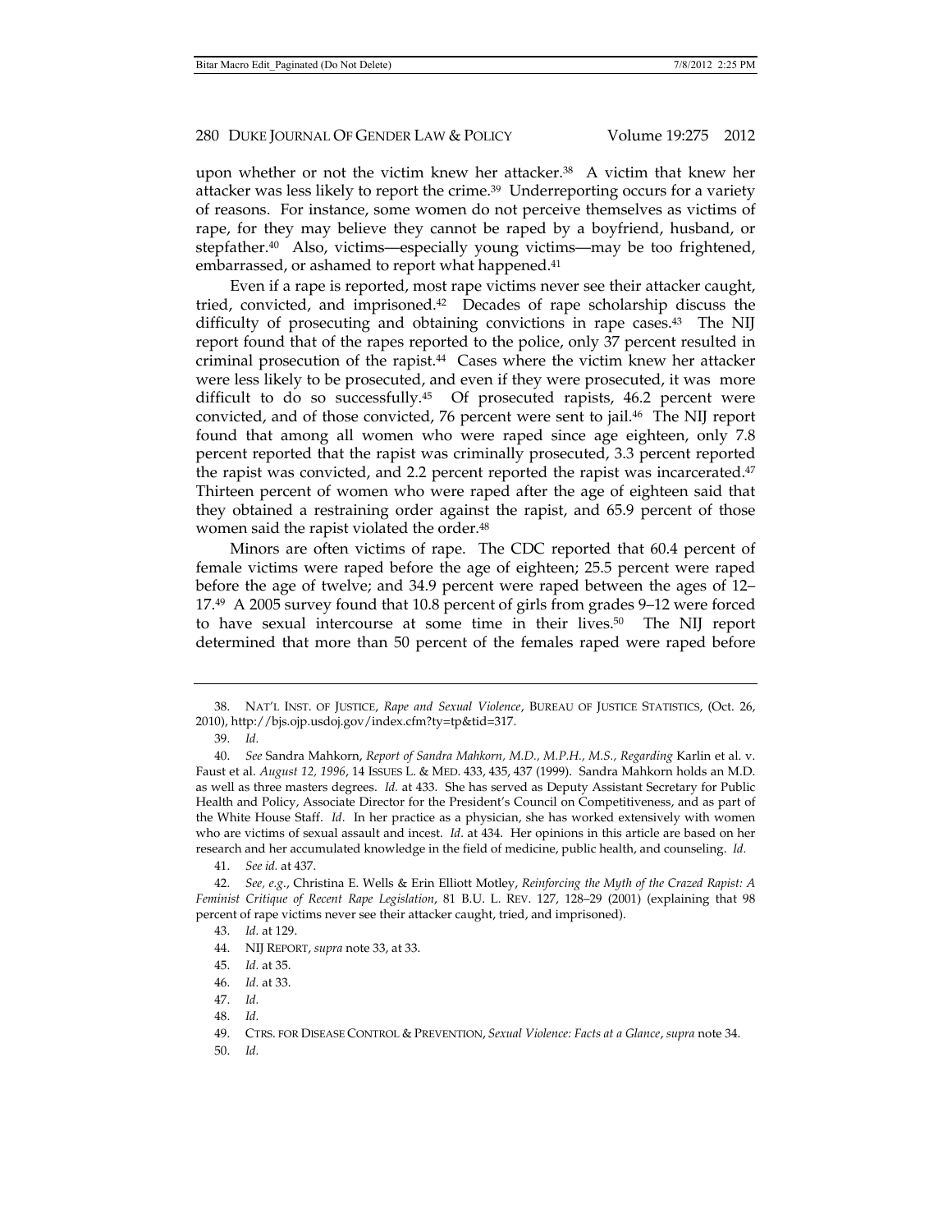upon whether or not the victim knew her attacker.[38] A victim that knew her attacker was less likely to report the crime.[39] Underreporting occurs for a variety of reasons. For instance, some women do not perceive themselves as victims of rape, for they may believe they cannot be raped by a boyfriend, husband, or stepfather.[40] Also, victims—especially young victims—may be too frightened, embarrassed, or ashamed to report what happened.[41]

Even if a rape is reported, most rape victims never see their attacker caught, tried, convicted, and imprisoned.[42] Decades of rape scholarship discuss the difficulty of prosecuting and obtaining convictions in rape cases.[43] The NIJ report found that of the rapes reported to the police, only 37 percent resulted in criminal prosecution of the rapist.[44] Cases where the victim knew her attacker were less likely to be prosecuted, and even if they were prosecuted, it was more difficult to do so successfully.[45] Of prosecuted rapists, 46.2 percent were convicted, and of those convicted, 76 percent were sent to jail.[46] The NIJ report found that among all women who were raped since age eighteen, only 7.8 percent reported that the rapist was criminally prosecuted, 3.3 percent reported the rapist was convicted, and 2.2 percent reported the rapist was incarcerated.[47] Thirteen percent of women who were raped after the age of eighteen said that they obtained a restraining order against the rapist, and 65.9 percent of those women said the rapist violated the order.[48]

Minors are often victims of rape. The CDC reported that 60.4 percent of female victims were raped before the age of eighteen; 25.5 percent were raped before the age of twelve; and 34.9 percent were raped between the ages of 12–17.[49] A 2005 survey found that 10.8 percent of girls from grades 9–12 were forced to have sexual intercourse at some time in their lives.[50] The NIJ report determined that more than 50 percent of the females raped were raped before

---

38. NAT'L INST. OF JUSTICE, *Rape and Sexual Violence*, BUREAU OF JUSTICE STATISTICS, (Oct. 26, 2010), http://bjs.ojp.usdoj.gov/index.cfm?ty=tp&tid=317.

39. *Id.*

40. *See* Sandra Mahkorn, *Report of Sandra Mahkorn, M.D., M.P.H., M.S., Regarding* Karlin et al. v. Faust et al. *August 12, 1996*, 14 ISSUES L. & MED. 433, 435, 437 (1999). Sandra Mahkorn holds an M.D. as well as three masters degrees. *Id.* at 433. She has served as Deputy Assistant Secretary for Public Health and Policy, Associate Director for the President's Council on Competitiveness, and as part of the White House Staff. *Id*. In her practice as a physician, she has worked extensively with women who are victims of sexual assault and incest. *Id*. at 434. Her opinions in this article are based on her research and her accumulated knowledge in the field of medicine, public health, and counseling. *Id.*

41. *See id.* at 437.

42. *See, e.g.*, Christina E. Wells & Erin Elliott Motley, *Reinforcing the Myth of the Crazed Rapist: A Feminist Critique of Recent Rape Legislation*, 81 B.U. L. REV. 127, 128–29 (2001) (explaining that 98 percent of rape victims never see their attacker caught, tried, and imprisoned).

43. *Id.* at 129.

44. NIJ REPORT, *supra* note 33, at 33.

45. *Id.* at 35.

46. *Id.* at 33.

47. *Id.*

48. *Id.*

49. CTRS. FOR DISEASE CONTROL & PREVENTION, *Sexual Violence: Facts at a Glance*, *supra* note 34.

50. *Id.*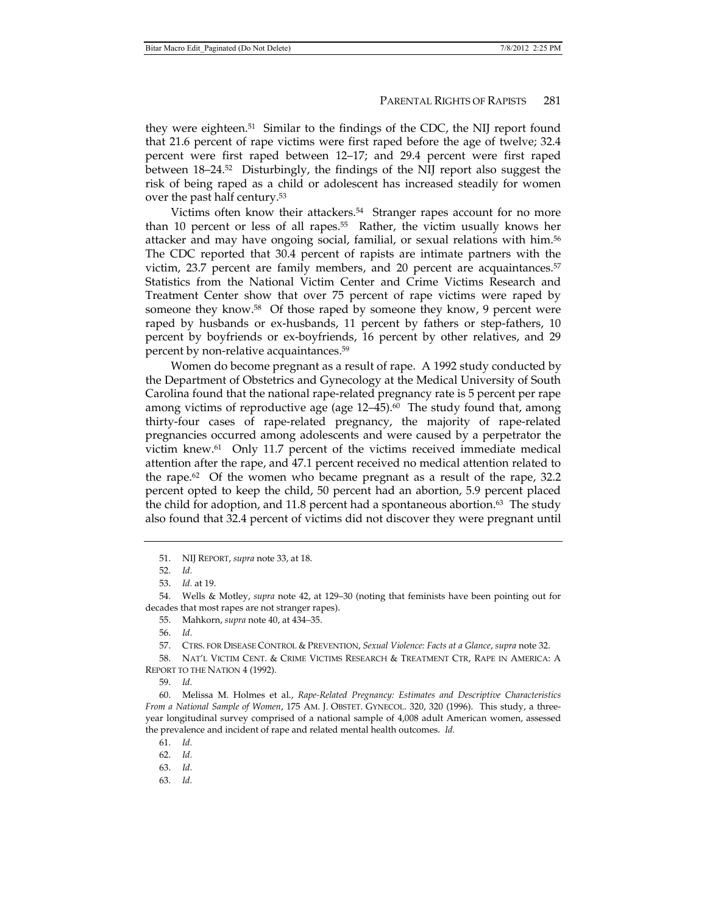they were eighteen.[51] Similar to the findings of the CDC, the NIJ report found that 21.6 percent of rape victims were first raped before the age of twelve; 32.4 percent were first raped between 12–17; and 29.4 percent were first raped between 18–24.[52] Disturbingly, the findings of the NIJ report also suggest the risk of being raped as a child or adolescent has increased steadily for women over the past half century.[53]

Victims often know their attackers.[54] Stranger rapes account for no more than 10 percent or less of all rapes.[55] Rather, the victim usually knows her attacker and may have ongoing social, familial, or sexual relations with him.[56] The CDC reported that 30.4 percent of rapists are intimate partners with the victim, 23.7 percent are family members, and 20 percent are acquaintances.[57] Statistics from the National Victim Center and Crime Victims Research and Treatment Center show that over 75 percent of rape victims were raped by someone they know.[58] Of those raped by someone they know, 9 percent were raped by husbands or ex-husbands, 11 percent by fathers or step-fathers, 10 percent by boyfriends or ex-boyfriends, 16 percent by other relatives, and 29 percent by non-relative acquaintances.[59]

Women do become pregnant as a result of rape. A 1992 study conducted by the Department of Obstetrics and Gynecology at the Medical University of South Carolina found that the national rape-related pregnancy rate is 5 percent per rape among victims of reproductive age (age 12–45).[60] The study found that, among thirty-four cases of rape-related pregnancy, the majority of rape-related pregnancies occurred among adolescents and were caused by a perpetrator the victim knew.[61] Only 11.7 percent of the victims received immediate medical attention after the rape, and 47.1 percent received no medical attention related to the rape.[62] Of the women who became pregnant as a result of the rape, 32.2 percent opted to keep the child, 50 percent had an abortion, 5.9 percent placed the child for adoption, and 11.8 percent had a spontaneous abortion.[63] The study also found that 32.4 percent of victims did not discover they were pregnant until

---

51. NIJ REPORT, *supra* note 33, at 18.

52. *Id.*

53. *Id.* at 19.

54. Wells & Motley, *supra* note 42, at 129–30 (noting that feminists have been pointing out for decades that most rapes are not stranger rapes).

55. Mahkorn, *supra* note 40, at 434–35.

56. *Id.*

57. CTRS. FOR DISEASE CONTROL & PREVENTION, *Sexual Violence: Facts at a Glance*, *supra* note 32.

58. NAT'L VICTIM CENT. & CRIME VICTIMS RESEARCH & TREATMENT CTR, RAPE IN AMERICA: A REPORT TO THE NATION 4 (1992).

59. *Id.*

60. Melissa M. Holmes et al., *Rape-Related Pregnancy: Estimates and Descriptive Characteristics From a National Sample of Women*, 175 AM. J. OBSTET. GYNECOL. 320, 320 (1996). This study, a three-year longitudinal survey comprised of a national sample of 4,008 adult American women, assessed the prevalence and incident of rape and related mental health outcomes. *Id.*

61. *Id.*

62. *Id.*

63. *Id.*

63. *Id.*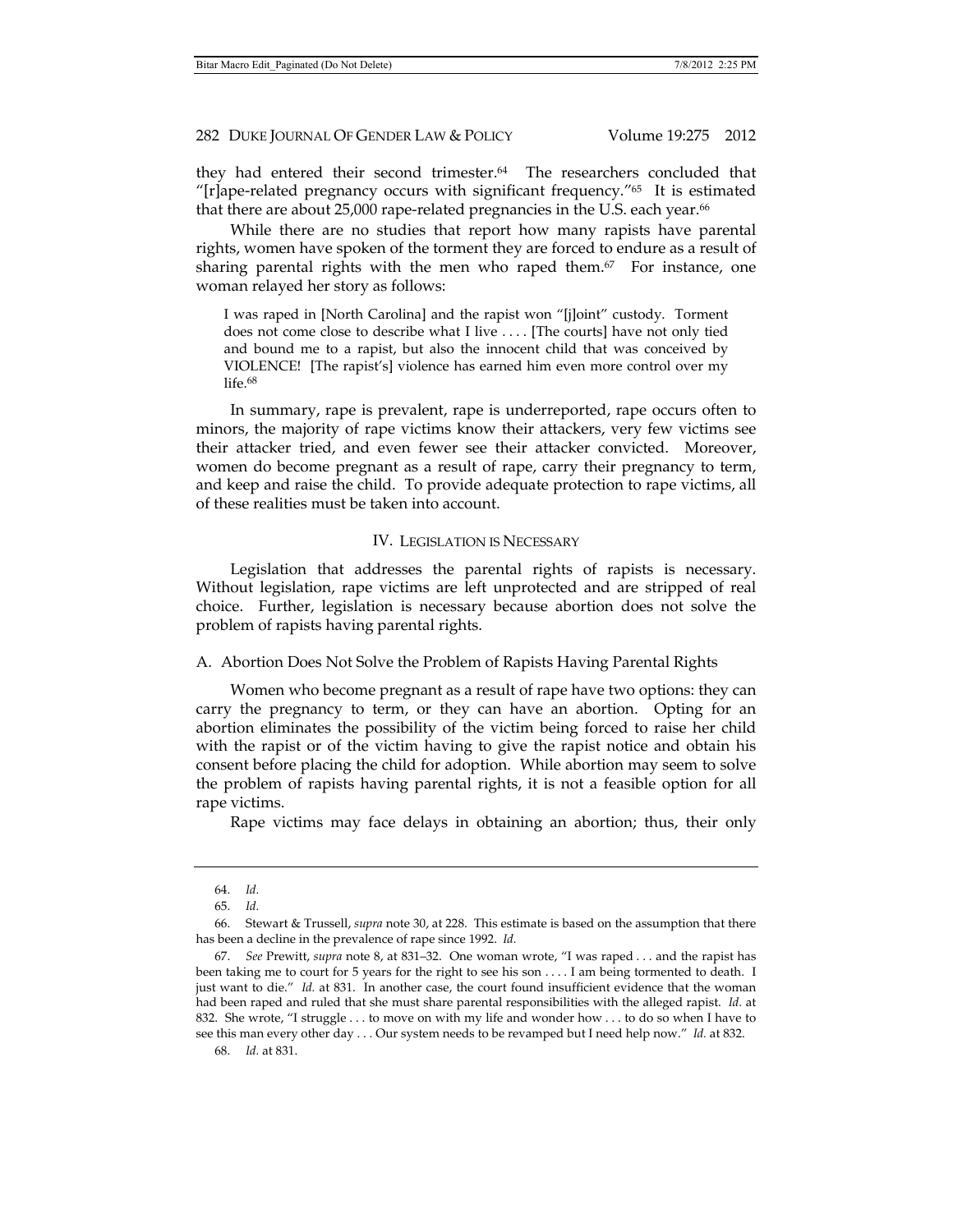they had entered their second trimester.[64] The researchers concluded that "[r]ape-related pregnancy occurs with significant frequency."[65] It is estimated that there are about 25,000 rape-related pregnancies in the U.S. each year.[66]

While there are no studies that report how many rapists have parental rights, women have spoken of the torment they are forced to endure as a result of sharing parental rights with the men who raped them.[67] For instance, one woman relayed her story as follows:

> I was raped in [North Carolina] and the rapist won "[j]oint" custody. Torment does not come close to describe what I live . . . . [The courts] have not only tied and bound me to a rapist, but also the innocent child that was conceived by VIOLENCE! [The rapist's] violence has earned him even more control over my life.[68]

In summary, rape is prevalent, rape is underreported, rape occurs often to minors, the majority of rape victims know their attackers, very few victims see their attacker tried, and even fewer see their attacker convicted. Moreover, women do become pregnant as a result of rape, carry their pregnancy to term, and keep and raise the child. To provide adequate protection to rape victims, all of these realities must be taken into account.

## IV. Legislation is Necessary

Legislation that addresses the parental rights of rapists is necessary. Without legislation, rape victims are left unprotected and are stripped of real choice. Further, legislation is necessary because abortion does not solve the problem of rapists having parental rights.

### A. Abortion Does Not Solve the Problem of Rapists Having Parental Rights

Women who become pregnant as a result of rape have two options: they can carry the pregnancy to term, or they can have an abortion. Opting for an abortion eliminates the possibility of the victim being forced to raise her child with the rapist or of the victim having to give the rapist notice and obtain his consent before placing the child for adoption. While abortion may seem to solve the problem of rapists having parental rights, it is not a feasible option for all rape victims.

Rape victims may face delays in obtaining an abortion; thus, their only

---

64. *Id.*

65. *Id.*

66. Stewart & Trussell, *supra* note 30, at 228. This estimate is based on the assumption that there has been a decline in the prevalence of rape since 1992. *Id.*

67. *See* Prewitt, *supra* note 8, at 831–32. One woman wrote, "I was raped . . . and the rapist has been taking me to court for 5 years for the right to see his son . . . . I am being tormented to death. I just want to die." *Id.* at 831. In another case, the court found insufficient evidence that the woman had been raped and ruled that she must share parental responsibilities with the alleged rapist. *Id.* at 832. She wrote, "I struggle . . . to move on with my life and wonder how . . . to do so when I have to see this man every other day . . . Our system needs to be revamped but I need help now." *Id.* at 832.

68. *Id.* at 831.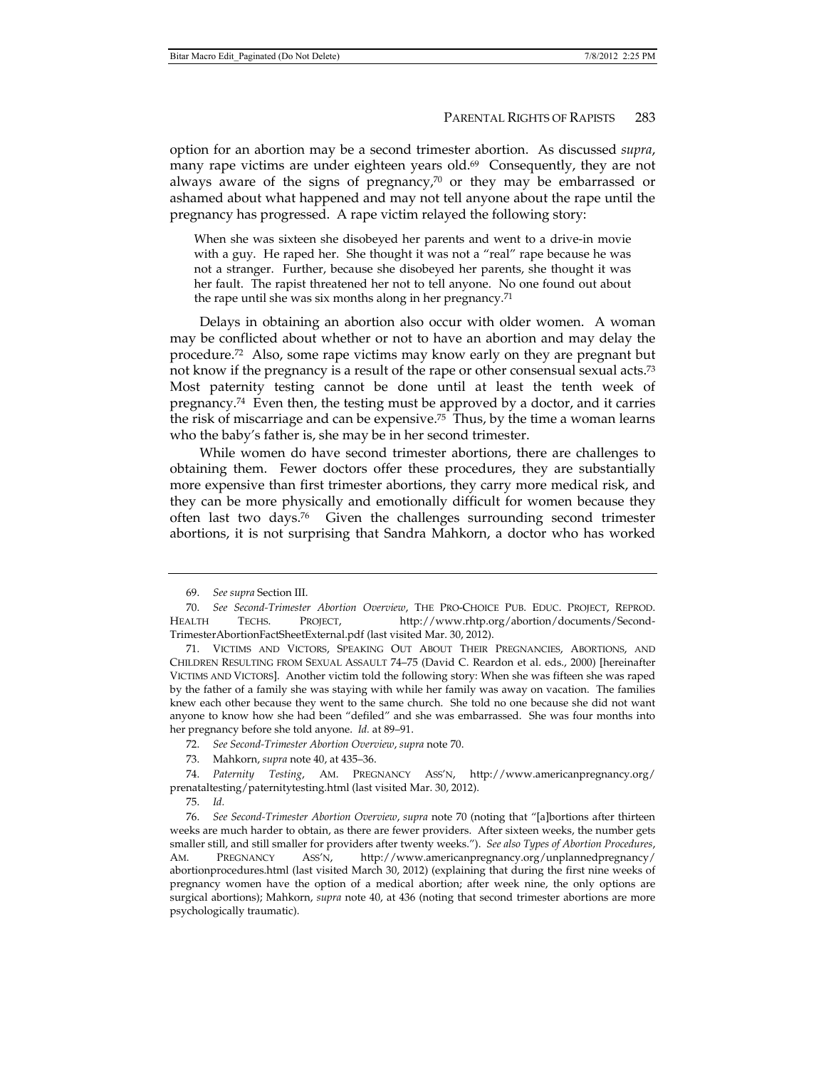option for an abortion may be a second trimester abortion. As discussed *supra*, many rape victims are under eighteen years old.[69] Consequently, they are not always aware of the signs of pregnancy,[70] or they may be embarrassed or ashamed about what happened and may not tell anyone about the rape until the pregnancy has progressed. A rape victim relayed the following story:

> When she was sixteen she disobeyed her parents and went to a drive-in movie with a guy. He raped her. She thought it was not a "real" rape because he was not a stranger. Further, because she disobeyed her parents, she thought it was her fault. The rapist threatened her not to tell anyone. No one found out about the rape until she was six months along in her pregnancy.[71]

Delays in obtaining an abortion also occur with older women. A woman may be conflicted about whether or not to have an abortion and may delay the procedure.[72] Also, some rape victims may know early on they are pregnant but not know if the pregnancy is a result of the rape or other consensual sexual acts.[73] Most paternity testing cannot be done until at least the tenth week of pregnancy.[74] Even then, the testing must be approved by a doctor, and it carries the risk of miscarriage and can be expensive.[75] Thus, by the time a woman learns who the baby's father is, she may be in her second trimester.

While women do have second trimester abortions, there are challenges to obtaining them. Fewer doctors offer these procedures, they are substantially more expensive than first trimester abortions, they carry more medical risk, and they can be more physically and emotionally difficult for women because they often last two days.[76] Given the challenges surrounding second trimester abortions, it is not surprising that Sandra Mahkorn, a doctor who has worked

---

69. *See supra* Section III.

70. *See Second-Trimester Abortion Overview*, THE PRO-CHOICE PUB. EDUC. PROJECT, REPROD. HEALTH TECHS. PROJECT, http://www.rhtp.org/abortion/documents/Second-TrimesterAbortionFactSheetExternal.pdf (last visited Mar. 30, 2012).

71. VICTIMS AND VICTORS, SPEAKING OUT ABOUT THEIR PREGNANCIES, ABORTIONS, AND CHILDREN RESULTING FROM SEXUAL ASSAULT 74–75 (David C. Reardon et al. eds., 2000) [hereinafter VICTIMS AND VICTORS]. Another victim told the following story: When she was fifteen she was raped by the father of a family she was staying with while her family was away on vacation. The families knew each other because they went to the same church. She told no one because she did not want anyone to know how she had been "defiled" and she was embarrassed. She was four months into her pregnancy before she told anyone. *Id.* at 89–91.

72. *See Second-Trimester Abortion Overview*, *supra* note 70.

73. Mahkorn, *supra* note 40, at 435–36.

74. *Paternity Testing*, AM. PREGNANCY ASS'N, http://www.americanpregnancy.org/prenataltesting/paternitytesting.html (last visited Mar. 30, 2012).

75. *Id.*

76. *See Second-Trimester Abortion Overview*, *supra* note 70 (noting that "[a]bortions after thirteen weeks are much harder to obtain, as there are fewer providers. After sixteen weeks, the number gets smaller still, and still smaller for providers after twenty weeks."). *See also Types of Abortion Procedures*, AM. PREGNANCY ASS'N, http://www.americanpregnancy.org/unplannedpregnancy/abortionprocedures.html (last visited March 30, 2012) (explaining that during the first nine weeks of pregnancy women have the option of a medical abortion; after week nine, the only options are surgical abortions); Mahkorn, *supra* note 40, at 436 (noting that second trimester abortions are more psychologically traumatic).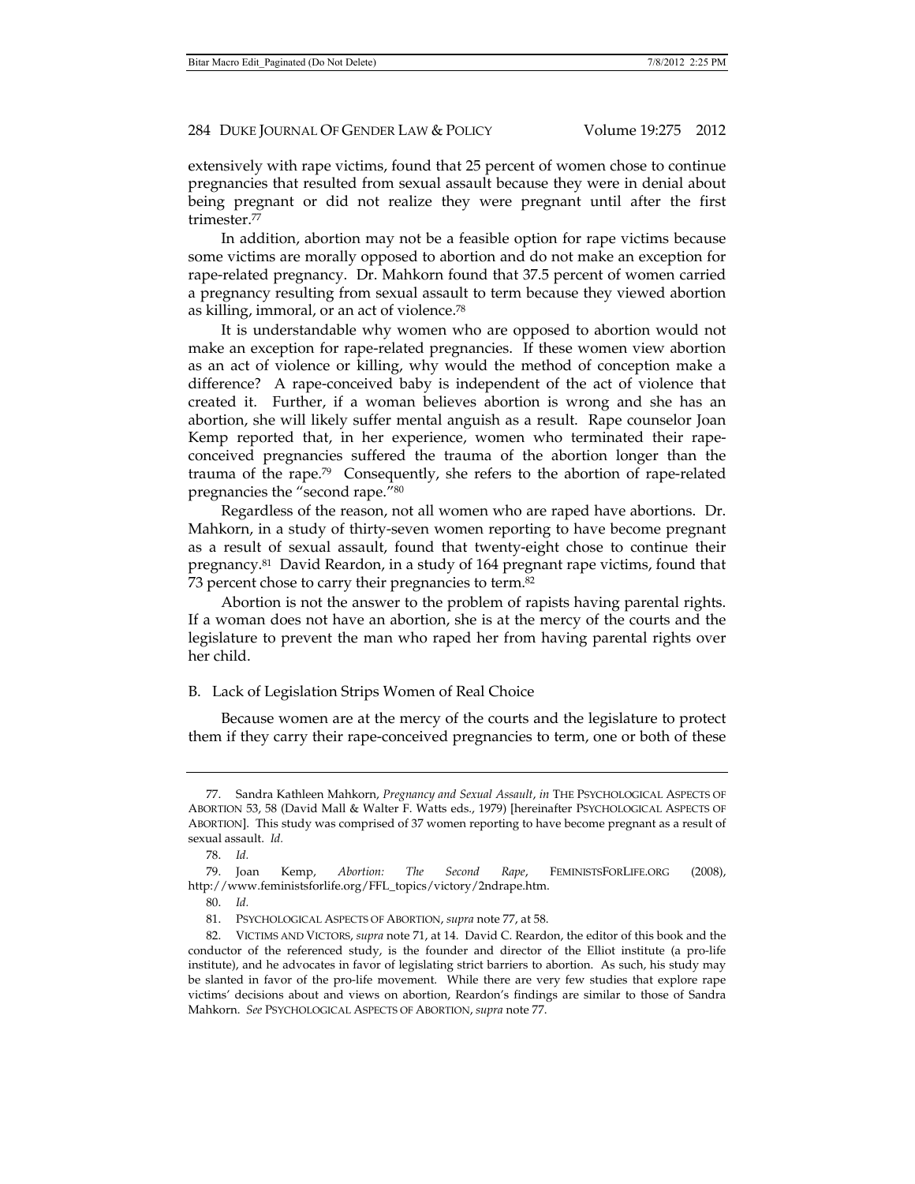extensively with rape victims, found that 25 percent of women chose to continue pregnancies that resulted from sexual assault because they were in denial about being pregnant or did not realize they were pregnant until after the first trimester.[77]

In addition, abortion may not be a feasible option for rape victims because some victims are morally opposed to abortion and do not make an exception for rape-related pregnancy. Dr. Mahkorn found that 37.5 percent of women carried a pregnancy resulting from sexual assault to term because they viewed abortion as killing, immoral, or an act of violence.[78]

It is understandable why women who are opposed to abortion would not make an exception for rape-related pregnancies. If these women view abortion as an act of violence or killing, why would the method of conception make a difference? A rape-conceived baby is independent of the act of violence that created it. Further, if a woman believes abortion is wrong and she has an abortion, she will likely suffer mental anguish as a result. Rape counselor Joan Kemp reported that, in her experience, women who terminated their rape-conceived pregnancies suffered the trauma of the abortion longer than the trauma of the rape.[79] Consequently, she refers to the abortion of rape-related pregnancies the "second rape."[80]

Regardless of the reason, not all women who are raped have abortions. Dr. Mahkorn, in a study of thirty-seven women reporting to have become pregnant as a result of sexual assault, found that twenty-eight chose to continue their pregnancy.[81] David Reardon, in a study of 164 pregnant rape victims, found that 73 percent chose to carry their pregnancies to term.[82]

Abortion is not the answer to the problem of rapists having parental rights. If a woman does not have an abortion, she is at the mercy of the courts and the legislature to prevent the man who raped her from having parental rights over her child.

## B. Lack of Legislation Strips Women of Real Choice

Because women are at the mercy of the courts and the legislature to protect them if they carry their rape-conceived pregnancies to term, one or both of these

---

77. Sandra Kathleen Mahkorn, *Pregnancy and Sexual Assault*, *in* THE PSYCHOLOGICAL ASPECTS OF ABORTION 53, 58 (David Mall & Walter F. Watts eds., 1979) [hereinafter PSYCHOLOGICAL ASPECTS OF ABORTION]. This study was comprised of 37 women reporting to have become pregnant as a result of sexual assault. *Id.*

78. *Id.*

79. Joan Kemp, *Abortion: The Second Rape*, FEMINISTSFORLIFE.ORG (2008), http://www.feministsforlife.org/FFL_topics/victory/2ndrape.htm.

80. *Id.*

81. PSYCHOLOGICAL ASPECTS OF ABORTION, *supra* note 77, at 58.

82. VICTIMS AND VICTORS, *supra* note 71, at 14. David C. Reardon, the editor of this book and the conductor of the referenced study, is the founder and director of the Elliot institute (a pro-life institute), and he advocates in favor of legislating strict barriers to abortion. As such, his study may be slanted in favor of the pro-life movement. While there are very few studies that explore rape victims' decisions about and views on abortion, Reardon's findings are similar to those of Sandra Mahkorn. *See* PSYCHOLOGICAL ASPECTS OF ABORTION, *supra* note 77.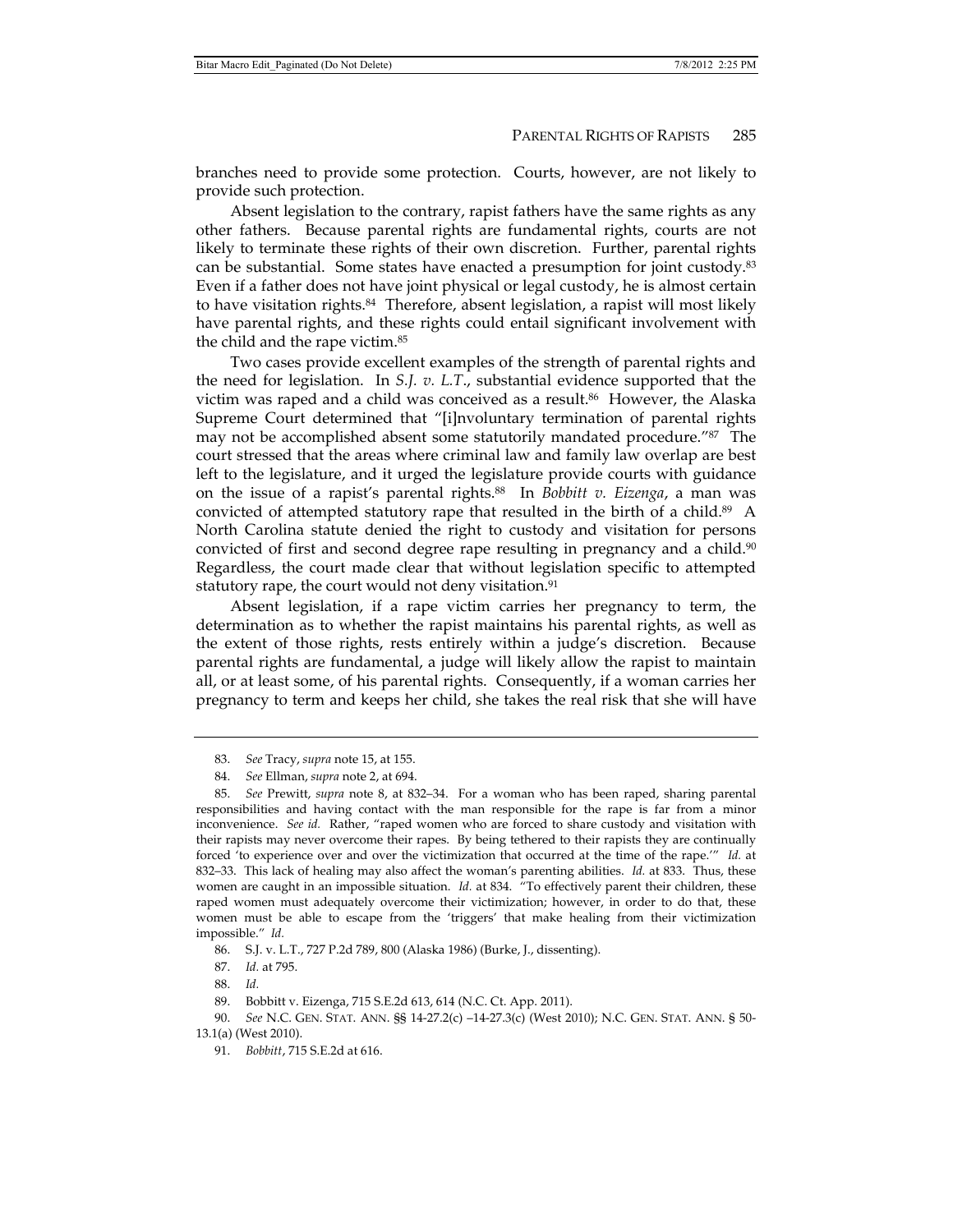branches need to provide some protection. Courts, however, are not likely to provide such protection.

Absent legislation to the contrary, rapist fathers have the same rights as any other fathers. Because parental rights are fundamental rights, courts are not likely to terminate these rights of their own discretion. Further, parental rights can be substantial. Some states have enacted a presumption for joint custody.[83] Even if a father does not have joint physical or legal custody, he is almost certain to have visitation rights.[84] Therefore, absent legislation, a rapist will most likely have parental rights, and these rights could entail significant involvement with the child and the rape victim.[85]

Two cases provide excellent examples of the strength of parental rights and the need for legislation. In *S.J. v. L.T.*, substantial evidence supported that the victim was raped and a child was conceived as a result.[86] However, the Alaska Supreme Court determined that "[i]nvoluntary termination of parental rights may not be accomplished absent some statutorily mandated procedure."[87] The court stressed that the areas where criminal law and family law overlap are best left to the legislature, and it urged the legislature provide courts with guidance on the issue of a rapist's parental rights.[88] In *Bobbitt v. Eizenga*, a man was convicted of attempted statutory rape that resulted in the birth of a child.[89] A North Carolina statute denied the right to custody and visitation for persons convicted of first and second degree rape resulting in pregnancy and a child.[90] Regardless, the court made clear that without legislation specific to attempted statutory rape, the court would not deny visitation.[91]

Absent legislation, if a rape victim carries her pregnancy to term, the determination as to whether the rapist maintains his parental rights, as well as the extent of those rights, rests entirely within a judge's discretion. Because parental rights are fundamental, a judge will likely allow the rapist to maintain all, or at least some, of his parental rights. Consequently, if a woman carries her pregnancy to term and keeps her child, she takes the real risk that she will have

---

83. *See* Tracy, *supra* note 15, at 155.

84. *See* Ellman, *supra* note 2, at 694.

85. *See* Prewitt, *supra* note 8, at 832–34. For a woman who has been raped, sharing parental responsibilities and having contact with the man responsible for the rape is far from a minor inconvenience. *See id.* Rather, "raped women who are forced to share custody and visitation with their rapists may never overcome their rapes. By being tethered to their rapists they are continually forced 'to experience over and over the victimization that occurred at the time of the rape.'" *Id.* at 832–33. This lack of healing may also affect the woman's parenting abilities. *Id.* at 833. Thus, these women are caught in an impossible situation. *Id.* at 834. "To effectively parent their children, these raped women must adequately overcome their victimization; however, in order to do that, these women must be able to escape from the 'triggers' that make healing from their victimization impossible." *Id.*

86. S.J. v. L.T., 727 P.2d 789, 800 (Alaska 1986) (Burke, J., dissenting).

87. *Id.* at 795.

88. *Id.*

89. Bobbitt v. Eizenga, 715 S.E.2d 613, 614 (N.C. Ct. App. 2011).

90. *See* N.C. GEN. STAT. ANN. §§ 14-27.2(c) –14-27.3(c) (West 2010); N.C. GEN. STAT. ANN. § 50-13.1(a) (West 2010).

91. *Bobbitt*, 715 S.E.2d at 616.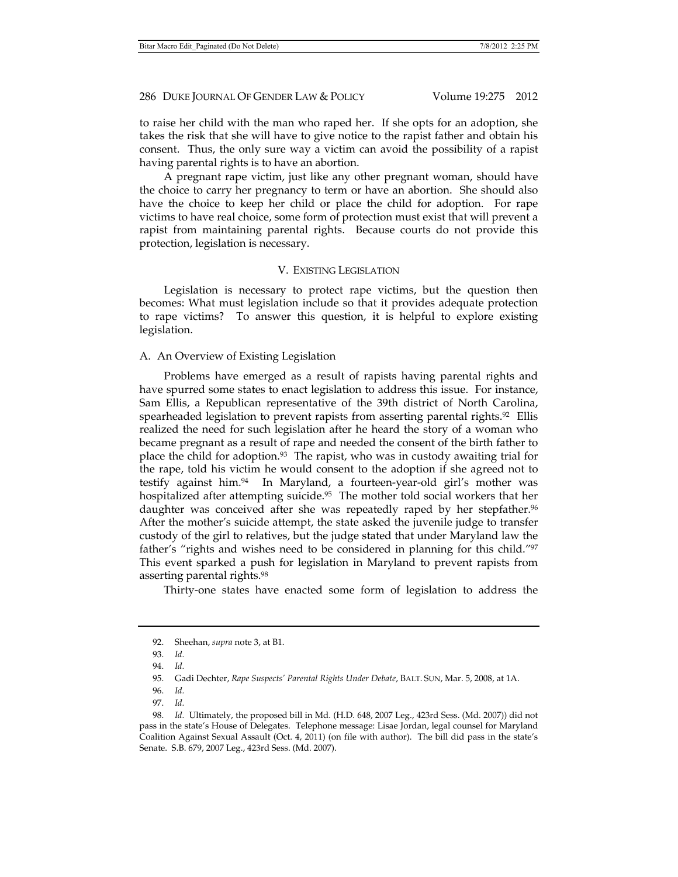to raise her child with the man who raped her. If she opts for an adoption, she takes the risk that she will have to give notice to the rapist father and obtain his consent. Thus, the only sure way a victim can avoid the possibility of a rapist having parental rights is to have an abortion.

A pregnant rape victim, just like any other pregnant woman, should have the choice to carry her pregnancy to term or have an abortion. She should also have the choice to keep her child or place the child for adoption. For rape victims to have real choice, some form of protection must exist that will prevent a rapist from maintaining parental rights. Because courts do not provide this protection, legislation is necessary.

## V. EXISTING LEGISLATION

Legislation is necessary to protect rape victims, but the question then becomes: What must legislation include so that it provides adequate protection to rape victims? To answer this question, it is helpful to explore existing legislation.

### A. An Overview of Existing Legislation

Problems have emerged as a result of rapists having parental rights and have spurred some states to enact legislation to address this issue. For instance, Sam Ellis, a Republican representative of the 39th district of North Carolina, spearheaded legislation to prevent rapists from asserting parental rights.[92] Ellis realized the need for such legislation after he heard the story of a woman who became pregnant as a result of rape and needed the consent of the birth father to place the child for adoption.[93] The rapist, who was in custody awaiting trial for the rape, told his victim he would consent to the adoption if she agreed not to testify against him.[94] In Maryland, a fourteen-year-old girl's mother was hospitalized after attempting suicide.[95] The mother told social workers that her daughter was conceived after she was repeatedly raped by her stepfather.[96] After the mother's suicide attempt, the state asked the juvenile judge to transfer custody of the girl to relatives, but the judge stated that under Maryland law the father's "rights and wishes need to be considered in planning for this child."[97] This event sparked a push for legislation in Maryland to prevent rapists from asserting parental rights.[98]

Thirty-one states have enacted some form of legislation to address the

---

92. Sheehan, *supra* note 3, at B1.

93. *Id.*

94. *Id.*

95. Gadi Dechter, *Rape Suspects' Parental Rights Under Debate*, BALT. SUN, Mar. 5, 2008, at 1A.

96. *Id.*

97. *Id.*

98. *Id.* Ultimately, the proposed bill in Md. (H.D. 648, 2007 Leg., 423rd Sess. (Md. 2007)) did not pass in the state's House of Delegates. Telephone message: Lisae Jordan, legal counsel for Maryland Coalition Against Sexual Assault (Oct. 4, 2011) (on file with author). The bill did pass in the state's Senate. S.B. 679, 2007 Leg., 423rd Sess. (Md. 2007).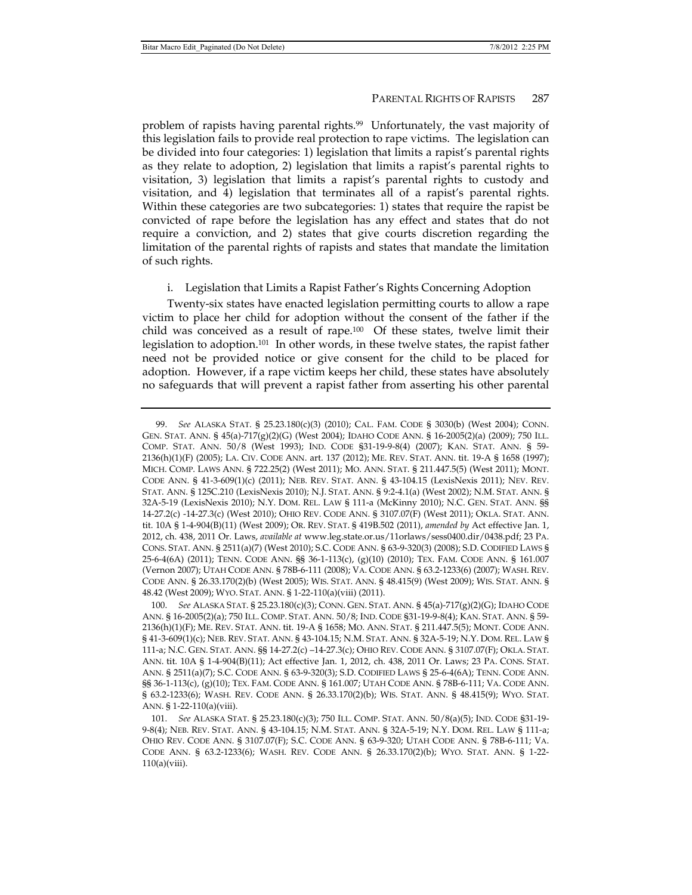problem of rapists having parental rights.[99] Unfortunately, the vast majority of this legislation fails to provide real protection to rape victims. The legislation can be divided into four categories: 1) legislation that limits a rapist's parental rights as they relate to adoption, 2) legislation that limits a rapist's parental rights to visitation, 3) legislation that limits a rapist's parental rights to custody and visitation, and 4) legislation that terminates all of a rapist's parental rights. Within these categories are two subcategories: 1) states that require the rapist be convicted of rape before the legislation has any effect and states that do not require a conviction, and 2) states that give courts discretion regarding the limitation of the parental rights of rapists and states that mandate the limitation of such rights.

i. Legislation that Limits a Rapist Father's Rights Concerning Adoption

Twenty-six states have enacted legislation permitting courts to allow a rape victim to place her child for adoption without the consent of the father if the child was conceived as a result of rape.[100] Of these states, twelve limit their legislation to adoption.[101] In other words, in these twelve states, the rapist father need not be provided notice or give consent for the child to be placed for adoption. However, if a rape victim keeps her child, these states have absolutely no safeguards that will prevent a rapist father from asserting his other parental

---

99. *See* ALASKA STAT. § 25.23.180(c)(3) (2010); CAL. FAM. CODE § 3030(b) (West 2004); CONN. GEN. STAT. ANN. § 45(a)-717(g)(2)(G) (West 2004); IDAHO CODE ANN. § 16-2005(2)(a) (2009); 750 ILL. COMP. STAT. ANN. 50/8 (West 1993); IND. CODE §31-19-9-8(4) (2007); KAN. STAT. ANN. § 59-2136(h)(1)(F) (2005); LA. CIV. CODE ANN. art. 137 (2012); ME. REV. STAT. ANN. tit. 19-A § 1658 (1997); MICH. COMP. LAWS ANN. § 722.25(2) (West 2011); MO. ANN. STAT. § 211.447.5(5) (West 2011); MONT. CODE ANN. § 41-3-609(1)(c) (2011); NEB. REV. STAT. ANN. § 43-104.15 (LexisNexis 2011); NEV. REV. STAT. ANN. § 125C.210 (LexisNexis 2010); N.J. STAT. ANN. § 9:2-4.1(a) (West 2002); N.M. STAT. ANN. § 32A-5-19 (LexisNexis 2010); N.Y. DOM. REL. LAW § 111-a (McKinny 2010); N.C. GEN. STAT. ANN. §§ 14-27.2(c) -14-27.3(c) (West 2010); OHIO REV. CODE ANN. § 3107.07(F) (West 2011); OKLA. STAT. ANN. tit. 10A § 1-4-904(B)(11) (West 2009); OR. REV. STAT. § 419B.502 (2011), *amended by* Act effective Jan. 1, 2012, ch. 438, 2011 Or. Laws, *available at* www.leg.state.or.us/11orlaws/sess0400.dir/0438.pdf; 23 PA. CONS. STAT. ANN. § 2511(a)(7) (West 2010); S.C. CODE ANN. § 63-9-320(3) (2008); S.D. CODIFIED LAWS § 25-6-4(6A) (2011); TENN. CODE ANN. §§ 36-1-113(c), (g)(10) (2010); TEX. FAM. CODE ANN. § 161.007 (Vernon 2007); UTAH CODE ANN. § 78B-6-111 (2008); VA. CODE ANN. § 63.2-1233(6) (2007); WASH. REV. CODE ANN. § 26.33.170(2)(b) (West 2005); WIS. STAT. ANN. § 48.415(9) (West 2009); WIS. STAT. ANN. § 48.42 (West 2009); WYO. STAT. ANN. § 1-22-110(a)(viii) (2011).

100. *See* ALASKA STAT. § 25.23.180(c)(3); CONN. GEN. STAT. ANN. § 45(a)-717(g)(2)(G); IDAHO CODE ANN. § 16-2005(2)(a); 750 ILL. COMP. STAT. ANN. 50/8; IND. CODE §31-19-9-8(4); KAN. STAT. ANN. § 59-2136(h)(1)(F); ME. REV. STAT. ANN. tit. 19-A § 1658; MO. ANN. STAT. § 211.447.5(5); MONT. CODE ANN. § 41-3-609(1)(c); NEB. REV. STAT. ANN. § 43-104.15; N.M. STAT. ANN. § 32A-5-19; N.Y. DOM. REL. LAW § 111-a; N.C. GEN. STAT. ANN. §§ 14-27.2(c) –14-27.3(c); OHIO REV. CODE ANN. § 3107.07(F); OKLA. STAT. ANN. tit. 10A § 1-4-904(B)(11); Act effective Jan. 1, 2012, ch. 438, 2011 Or. Laws; 23 PA. CONS. STAT. ANN. § 2511(a)(7); S.C. CODE ANN. § 63-9-320(3); S.D. CODIFIED LAWS § 25-6-4(6A); TENN. CODE ANN. §§ 36-1-113(c), (g)(10); TEX. FAM. CODE ANN. § 161.007; UTAH CODE ANN. § 78B-6-111; VA. CODE ANN. § 63.2-1233(6); WASH. REV. CODE ANN. § 26.33.170(2)(b); WIS. STAT. ANN. § 48.415(9); WYO. STAT. ANN. § 1-22-110(a)(viii).

101. *See* ALASKA STAT. § 25.23.180(c)(3); 750 ILL. COMP. STAT. ANN. 50/8(a)(5); IND. CODE §31-19-9-8(4); NEB. REV. STAT. ANN. § 43-104.15; N.M. STAT. ANN. § 32A-5-19; N.Y. DOM. REL. LAW § 111-a; OHIO REV. CODE ANN. § 3107.07(F); S.C. CODE ANN. § 63-9-320; UTAH CODE ANN. § 78B-6-111; VA. CODE ANN. § 63.2-1233(6); WASH. REV. CODE ANN. § 26.33.170(2)(b); WYO. STAT. ANN. § 1-22-110(a)(viii).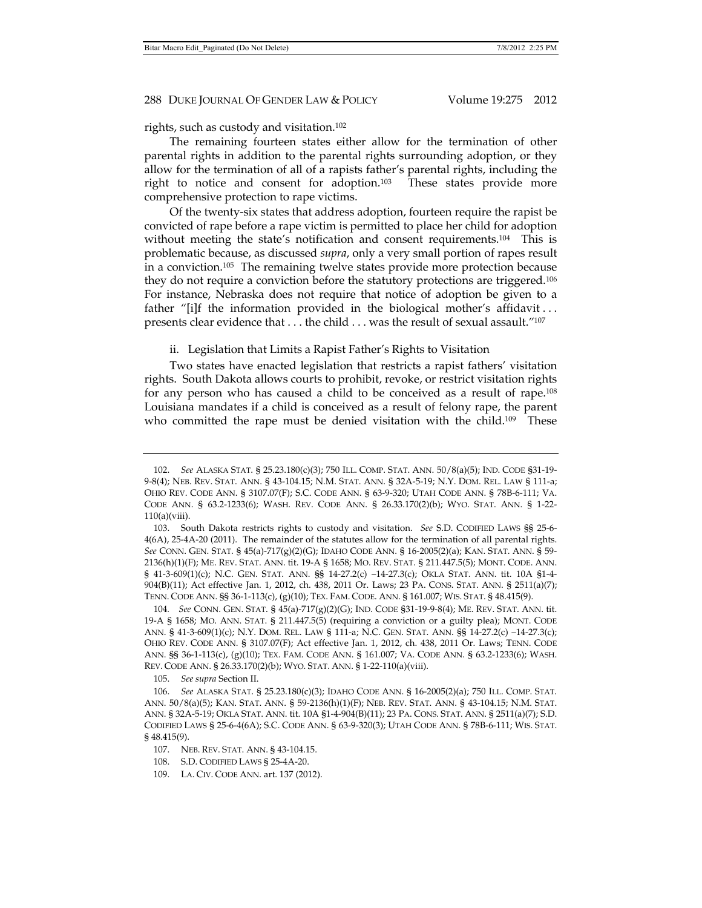rights, such as custody and visitation.[102]

The remaining fourteen states either allow for the termination of other parental rights in addition to the parental rights surrounding adoption, or they allow for the termination of all of a rapists father's parental rights, including the right to notice and consent for adoption.[103] These states provide more comprehensive protection to rape victims.

Of the twenty-six states that address adoption, fourteen require the rapist be convicted of rape before a rape victim is permitted to place her child for adoption without meeting the state's notification and consent requirements.[104] This is problematic because, as discussed *supra*, only a very small portion of rapes result in a conviction.[105] The remaining twelve states provide more protection because they do not require a conviction before the statutory protections are triggered.[106] For instance, Nebraska does not require that notice of adoption be given to a father "[i]f the information provided in the biological mother's affidavit . . . presents clear evidence that . . . the child . . . was the result of sexual assault."[107]

ii. Legislation that Limits a Rapist Father's Rights to Visitation

Two states have enacted legislation that restricts a rapist fathers' visitation rights. South Dakota allows courts to prohibit, revoke, or restrict visitation rights for any person who has caused a child to be conceived as a result of rape.[108] Louisiana mandates if a child is conceived as a result of felony rape, the parent who committed the rape must be denied visitation with the child.[109] These

---

102. *See* ALASKA STAT. § 25.23.180(c)(3); 750 ILL. COMP. STAT. ANN. 50/8(a)(5); IND. CODE §31-19-9-8(4); NEB. REV. STAT. ANN. § 43-104.15; N.M. STAT. ANN. § 32A-5-19; N.Y. DOM. REL. LAW § 111-a; OHIO REV. CODE ANN. § 3107.07(F); S.C. CODE ANN. § 63-9-320; UTAH CODE ANN. § 78B-6-111; VA. CODE ANN. § 63.2-1233(6); WASH. REV. CODE ANN. § 26.33.170(2)(b); WYO. STAT. ANN. § 1-22-110(a)(viii).

103. South Dakota restricts rights to custody and visitation. *See* S.D. CODIFIED LAWS §§ 25-6-4(6A), 25-4A-20 (2011). The remainder of the statutes allow for the termination of all parental rights. *See* CONN. GEN. STAT. § 45(a)-717(g)(2)(G); IDAHO CODE ANN. § 16-2005(2)(a); KAN. STAT. ANN. § 59-2136(h)(1)(F); ME. REV. STAT. ANN. tit. 19-A § 1658; MO. REV. STAT. § 211.447.5(5); MONT. CODE. ANN. § 41-3-609(1)(c); N.C. GEN. STAT. ANN. §§ 14-27.2(c) –14-27.3(c); OKLA STAT. ANN. tit. 10A §1-4-904(B)(11); Act effective Jan. 1, 2012, ch. 438, 2011 Or. Laws; 23 PA. CONS. STAT. ANN. § 2511(a)(7); TENN. CODE ANN. §§ 36-1-113(c), (g)(10); TEX. FAM. CODE. ANN. § 161.007; WIS. STAT. § 48.415(9).

104. *See* CONN. GEN. STAT. § 45(a)-717(g)(2)(G); IND. CODE §31-19-9-8(4); ME. REV. STAT. ANN. tit. 19-A § 1658; MO. ANN. STAT. § 211.447.5(5) (requiring a conviction or a guilty plea); MONT. CODE ANN. § 41-3-609(1)(c); N.Y. DOM. REL. LAW § 111-a; N.C. GEN. STAT. ANN. §§ 14-27.2(c) –14-27.3(c); OHIO REV. CODE ANN. § 3107.07(F); Act effective Jan. 1, 2012, ch. 438, 2011 Or. Laws; TENN. CODE ANN. §§ 36-1-113(c), (g)(10); TEX. FAM. CODE ANN. § 161.007; VA. CODE ANN. § 63.2-1233(6); WASH. REV. CODE ANN. § 26.33.170(2)(b); WYO. STAT. ANN. § 1-22-110(a)(viii).

105. *See supra* Section II.

106. *See* ALASKA STAT. § 25.23.180(c)(3); IDAHO CODE ANN. § 16-2005(2)(a); 750 ILL. COMP. STAT. ANN. 50/8(a)(5); KAN. STAT. ANN. § 59-2136(h)(1)(F); NEB. REV. STAT. ANN. § 43-104.15; N.M. STAT. ANN. § 32A-5-19; OKLA STAT. ANN. tit. 10A §1-4-904(B)(11); 23 PA. CONS. STAT. ANN. § 2511(a)(7); S.D. CODIFIED LAWS § 25-6-4(6A); S.C. CODE ANN. § 63-9-320(3); UTAH CODE ANN. § 78B-6-111; WIS. STAT. § 48.415(9).

107. NEB. REV. STAT. ANN. § 43-104.15.

108. S.D. CODIFIED LAWS § 25-4A-20.

109. LA. CIV. CODE ANN. art. 137 (2012).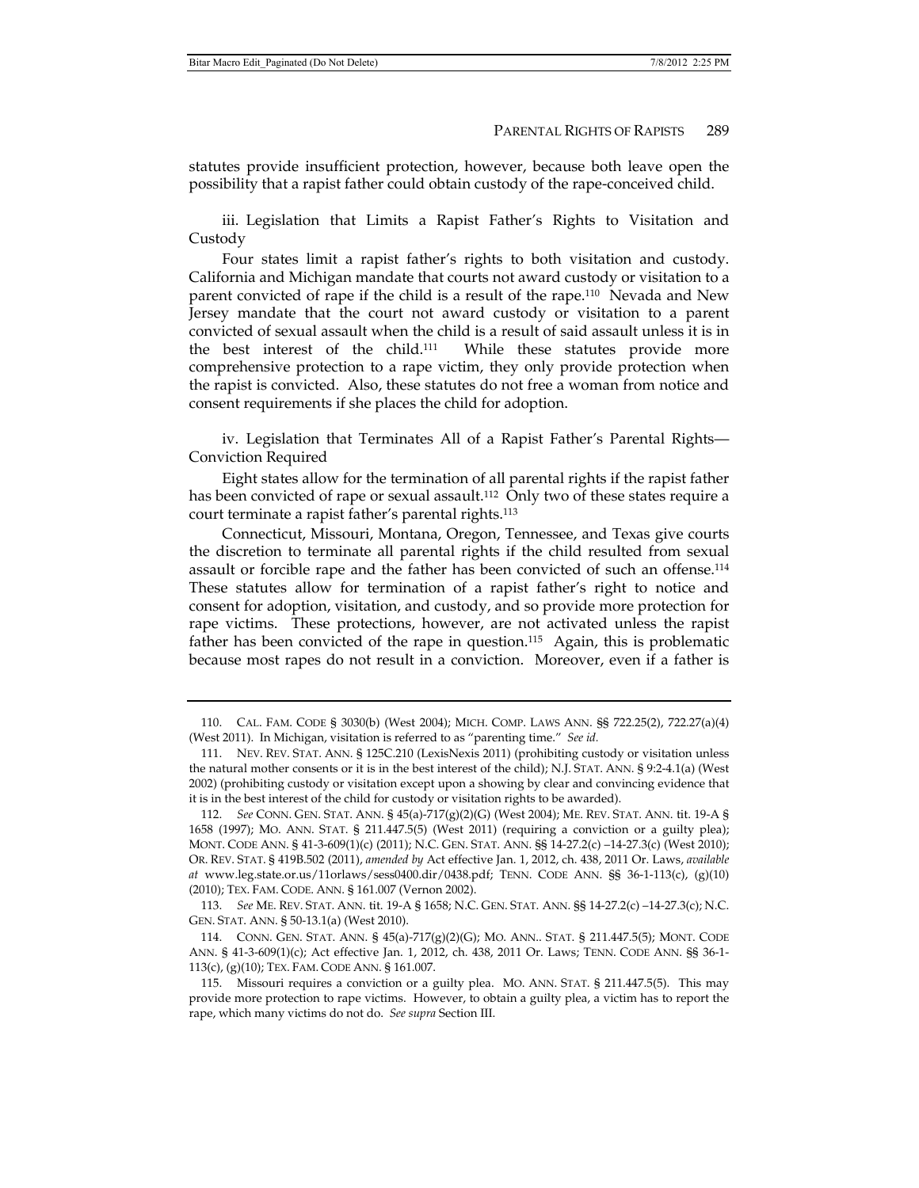statutes provide insufficient protection, however, because both leave open the possibility that a rapist father could obtain custody of the rape-conceived child.

iii. Legislation that Limits a Rapist Father's Rights to Visitation and Custody

Four states limit a rapist father's rights to both visitation and custody. California and Michigan mandate that courts not award custody or visitation to a parent convicted of rape if the child is a result of the rape.[110] Nevada and New Jersey mandate that the court not award custody or visitation to a parent convicted of sexual assault when the child is a result of said assault unless it is in the best interest of the child.[111] While these statutes provide more comprehensive protection to a rape victim, they only provide protection when the rapist is convicted. Also, these statutes do not free a woman from notice and consent requirements if she places the child for adoption.

iv. Legislation that Terminates All of a Rapist Father's Parental Rights—Conviction Required

Eight states allow for the termination of all parental rights if the rapist father has been convicted of rape or sexual assault.[112] Only two of these states require a court terminate a rapist father's parental rights.[113]

Connecticut, Missouri, Montana, Oregon, Tennessee, and Texas give courts the discretion to terminate all parental rights if the child resulted from sexual assault or forcible rape and the father has been convicted of such an offense.[114] These statutes allow for termination of a rapist father's right to notice and consent for adoption, visitation, and custody, and so provide more protection for rape victims. These protections, however, are not activated unless the rapist father has been convicted of the rape in question.[115] Again, this is problematic because most rapes do not result in a conviction. Moreover, even if a father is

---

110. CAL. FAM. CODE § 3030(b) (West 2004); MICH. COMP. LAWS ANN. §§ 722.25(2), 722.27(a)(4) (West 2011). In Michigan, visitation is referred to as "parenting time." *See id.*

111. NEV. REV. STAT. ANN. § 125C.210 (LexisNexis 2011) (prohibiting custody or visitation unless the natural mother consents or it is in the best interest of the child); N.J. STAT. ANN. § 9:2-4.1(a) (West 2002) (prohibiting custody or visitation except upon a showing by clear and convincing evidence that it is in the best interest of the child for custody or visitation rights to be awarded).

112. *See* CONN. GEN. STAT. ANN. § 45(a)-717(g)(2)(G) (West 2004); ME. REV. STAT. ANN. tit. 19-A § 1658 (1997); MO. ANN. STAT. § 211.447.5(5) (West 2011) (requiring a conviction or a guilty plea); MONT. CODE ANN. § 41-3-609(1)(c) (2011); N.C. GEN. STAT. ANN. §§ 14-27.2(c) –14-27.3(c) (West 2010); OR. REV. STAT. § 419B.502 (2011), *amended by* Act effective Jan. 1, 2012, ch. 438, 2011 Or. Laws, *available at* www.leg.state.or.us/11orlaws/sess0400.dir/0438.pdf; TENN. CODE ANN. §§ 36-1-113(c), (g)(10) (2010); TEX. FAM. CODE. ANN. § 161.007 (Vernon 2002).

113. *See* ME. REV. STAT. ANN. tit. 19-A § 1658; N.C. GEN. STAT. ANN. §§ 14-27.2(c) –14-27.3(c); N.C. GEN. STAT. ANN. § 50-13.1(a) (West 2010).

114. CONN. GEN. STAT. ANN. § 45(a)-717(g)(2)(G); MO. ANN.. STAT. § 211.447.5(5); MONT. CODE ANN. § 41-3-609(1)(c); Act effective Jan. 1, 2012, ch. 438, 2011 Or. Laws; TENN. CODE ANN. §§ 36-1-113(c), (g)(10); TEX. FAM. CODE ANN. § 161.007.

115. Missouri requires a conviction or a guilty plea. MO. ANN. STAT. § 211.447.5(5). This may provide more protection to rape victims. However, to obtain a guilty plea, a victim has to report the rape, which many victims do not do. *See supra* Section III.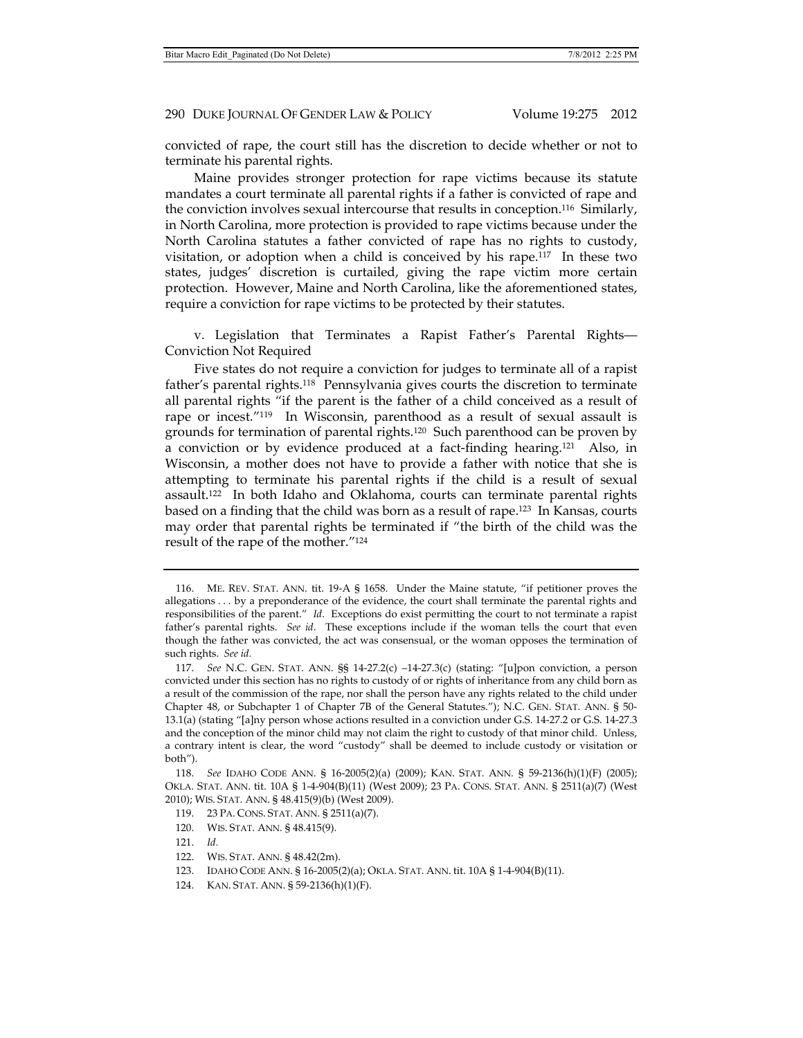convicted of rape, the court still has the discretion to decide whether or not to terminate his parental rights.

Maine provides stronger protection for rape victims because its statute mandates a court terminate all parental rights if a father is convicted of rape and the conviction involves sexual intercourse that results in conception.[116] Similarly, in North Carolina, more protection is provided to rape victims because under the North Carolina statutes a father convicted of rape has no rights to custody, visitation, or adoption when a child is conceived by his rape.[117] In these two states, judges' discretion is curtailed, giving the rape victim more certain protection. However, Maine and North Carolina, like the aforementioned states, require a conviction for rape victims to be protected by their statutes.

v. Legislation that Terminates a Rapist Father's Parental Rights—Conviction Not Required

Five states do not require a conviction for judges to terminate all of a rapist father's parental rights.[118] Pennsylvania gives courts the discretion to terminate all parental rights "if the parent is the father of a child conceived as a result of rape or incest."[119] In Wisconsin, parenthood as a result of sexual assault is grounds for termination of parental rights.[120] Such parenthood can be proven by a conviction or by evidence produced at a fact-finding hearing.[121] Also, in Wisconsin, a mother does not have to provide a father with notice that she is attempting to terminate his parental rights if the child is a result of sexual assault.[122] In both Idaho and Oklahoma, courts can terminate parental rights based on a finding that the child was born as a result of rape.[123] In Kansas, courts may order that parental rights be terminated if "the birth of the child was the result of the rape of the mother."[124]

---

116. ME. REV. STAT. ANN. tit. 19-A § 1658. Under the Maine statute, "if petitioner proves the allegations . . . by a preponderance of the evidence, the court shall terminate the parental rights and responsibilities of the parent." *Id*. Exceptions do exist permitting the court to not terminate a rapist father's parental rights. *See id*. These exceptions include if the woman tells the court that even though the father was convicted, the act was consensual, or the woman opposes the termination of such rights. *See id.*

117. *See* N.C. GEN. STAT. ANN. §§ 14-27.2(c) –14-27.3(c) (stating: "[u]pon conviction, a person convicted under this section has no rights to custody of or rights of inheritance from any child born as a result of the commission of the rape, nor shall the person have any rights related to the child under Chapter 48, or Subchapter 1 of Chapter 7B of the General Statutes."); N.C. GEN. STAT. ANN. § 50-13.1(a) (stating "[a]ny person whose actions resulted in a conviction under G.S. 14-27.2 or G.S. 14-27.3 and the conception of the minor child may not claim the right to custody of that minor child. Unless, a contrary intent is clear, the word "custody" shall be deemed to include custody or visitation or both").

118. *See* IDAHO CODE ANN. § 16-2005(2)(a) (2009); KAN. STAT. ANN. § 59-2136(h)(1)(F) (2005); OKLA. STAT. ANN. tit. 10A § 1-4-904(B)(11) (West 2009); 23 PA. CONS. STAT. ANN. § 2511(a)(7) (West 2010); WIS. STAT. ANN. § 48.415(9)(b) (West 2009).

119. 23 PA. CONS. STAT. ANN. § 2511(a)(7).

120. WIS. STAT. ANN. § 48.415(9).

121. *Id.*

122. WIS. STAT. ANN. § 48.42(2m).

123. IDAHO CODE ANN. § 16-2005(2)(a); OKLA. STAT. ANN. tit. 10A § 1-4-904(B)(11).

124. KAN. STAT. ANN. § 59-2136(h)(1)(F).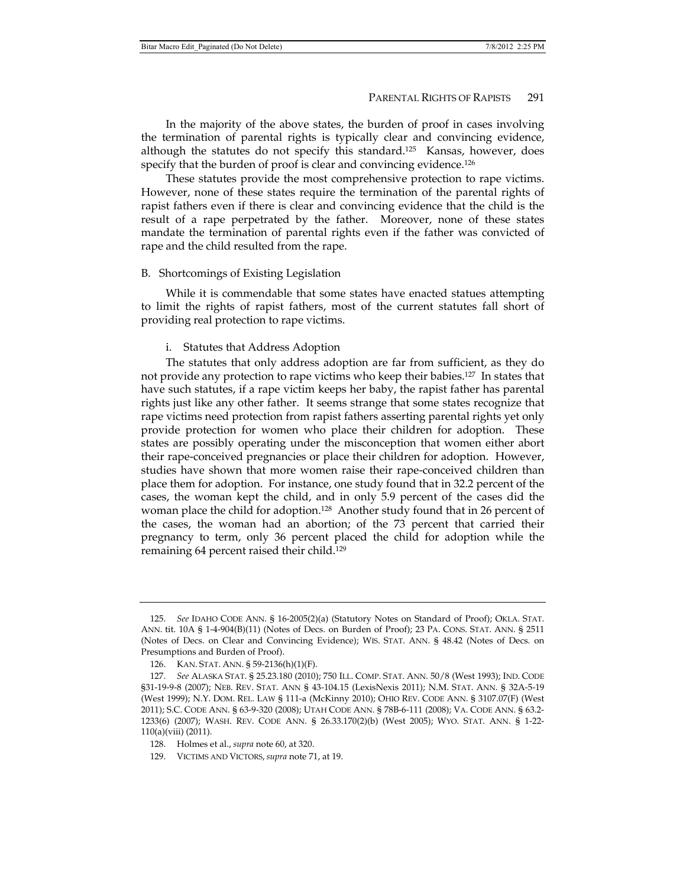In the majority of the above states, the burden of proof in cases involving the termination of parental rights is typically clear and convincing evidence, although the statutes do not specify this standard.[125] Kansas, however, does specify that the burden of proof is clear and convincing evidence.[126]

These statutes provide the most comprehensive protection to rape victims. However, none of these states require the termination of the parental rights of rapist fathers even if there is clear and convincing evidence that the child is the result of a rape perpetrated by the father. Moreover, none of these states mandate the termination of parental rights even if the father was convicted of rape and the child resulted from the rape.

## B. Shortcomings of Existing Legislation

While it is commendable that some states have enacted statues attempting to limit the rights of rapist fathers, most of the current statutes fall short of providing real protection to rape victims.

### i. Statutes that Address Adoption

The statutes that only address adoption are far from sufficient, as they do not provide any protection to rape victims who keep their babies.[127] In states that have such statutes, if a rape victim keeps her baby, the rapist father has parental rights just like any other father. It seems strange that some states recognize that rape victims need protection from rapist fathers asserting parental rights yet only provide protection for women who place their children for adoption. These states are possibly operating under the misconception that women either abort their rape-conceived pregnancies or place their children for adoption. However, studies have shown that more women raise their rape-conceived children than place them for adoption. For instance, one study found that in 32.2 percent of the cases, the woman kept the child, and in only 5.9 percent of the cases did the woman place the child for adoption.[128] Another study found that in 26 percent of the cases, the woman had an abortion; of the 73 percent that carried their pregnancy to term, only 36 percent placed the child for adoption while the remaining 64 percent raised their child.[129]

---

125. *See* IDAHO CODE ANN. § 16-2005(2)(a) (Statutory Notes on Standard of Proof); OKLA. STAT. ANN. tit. 10A § 1-4-904(B)(11) (Notes of Decs. on Burden of Proof); 23 PA. CONS. STAT. ANN. § 2511 (Notes of Decs. on Clear and Convincing Evidence); WIS. STAT. ANN. § 48.42 (Notes of Decs. on Presumptions and Burden of Proof).

126. KAN. STAT. ANN. § 59-2136(h)(1)(F).

127. *See* ALASKA STAT. § 25.23.180 (2010); 750 ILL. COMP. STAT. ANN. 50/8 (West 1993); IND. CODE §31-19-9-8 (2007); NEB. REV. STAT. ANN § 43-104.15 (LexisNexis 2011); N.M. STAT. ANN. § 32A-5-19 (West 1999); N.Y. DOM. REL. LAW § 111-a (McKinny 2010); OHIO REV. CODE ANN. § 3107.07(F) (West 2011); S.C. CODE ANN. § 63-9-320 (2008); UTAH CODE ANN. § 78B-6-111 (2008); VA. CODE ANN. § 63.2-1233(6) (2007); WASH. REV. CODE ANN. § 26.33.170(2)(b) (West 2005); WYO. STAT. ANN. § 1-22-110(a)(viii) (2011).

128. Holmes et al., *supra* note 60, at 320.

129. VICTIMS AND VICTORS, *supra* note 71, at 19.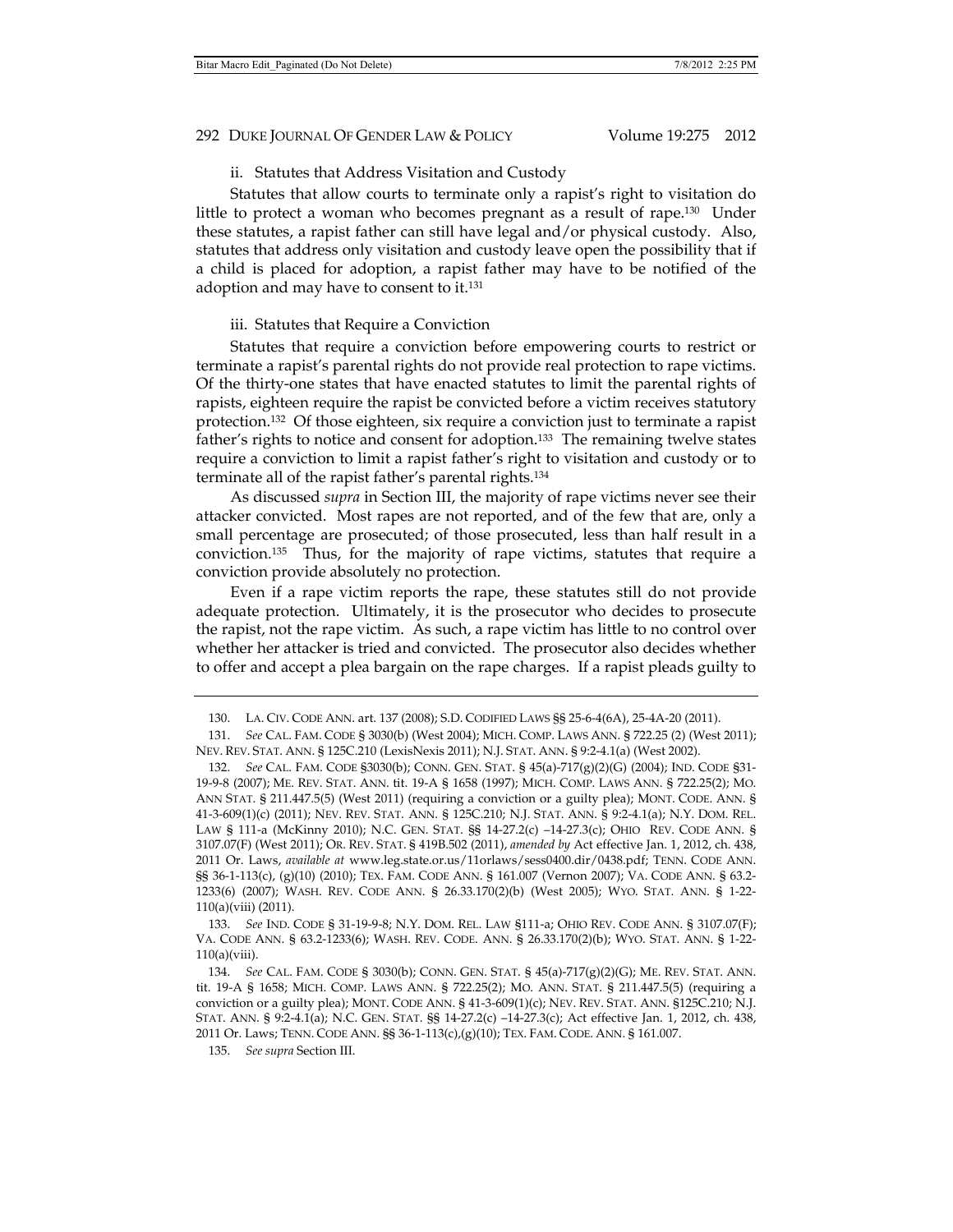ii. Statutes that Address Visitation and Custody

Statutes that allow courts to terminate only a rapist's right to visitation do little to protect a woman who becomes pregnant as a result of rape.[130] Under these statutes, a rapist father can still have legal and/or physical custody. Also, statutes that address only visitation and custody leave open the possibility that if a child is placed for adoption, a rapist father may have to be notified of the adoption and may have to consent to it.[131]

iii. Statutes that Require a Conviction

Statutes that require a conviction before empowering courts to restrict or terminate a rapist's parental rights do not provide real protection to rape victims. Of the thirty-one states that have enacted statutes to limit the parental rights of rapists, eighteen require the rapist be convicted before a victim receives statutory protection.[132] Of those eighteen, six require a conviction just to terminate a rapist father's rights to notice and consent for adoption.[133] The remaining twelve states require a conviction to limit a rapist father's right to visitation and custody or to terminate all of the rapist father's parental rights.[134]

As discussed *supra* in Section III, the majority of rape victims never see their attacker convicted. Most rapes are not reported, and of the few that are, only a small percentage are prosecuted; of those prosecuted, less than half result in a conviction.[135] Thus, for the majority of rape victims, statutes that require a conviction provide absolutely no protection.

Even if a rape victim reports the rape, these statutes still do not provide adequate protection. Ultimately, it is the prosecutor who decides to prosecute the rapist, not the rape victim. As such, a rape victim has little to no control over whether her attacker is tried and convicted. The prosecutor also decides whether to offer and accept a plea bargain on the rape charges. If a rapist pleads guilty to

---

130. LA. CIV. CODE ANN. art. 137 (2008); S.D. CODIFIED LAWS §§ 25-6-4(6A), 25-4A-20 (2011).

131. *See* CAL. FAM. CODE § 3030(b) (West 2004); MICH. COMP. LAWS ANN. § 722.25 (2) (West 2011); NEV. REV. STAT. ANN. § 125C.210 (LexisNexis 2011); N.J. STAT. ANN. § 9:2-4.1(a) (West 2002).

132. *See* CAL. FAM. CODE §3030(b); CONN. GEN. STAT. § 45(a)-717(g)(2)(G) (2004); IND. CODE §31-19-9-8 (2007); ME. REV. STAT. ANN. tit. 19-A § 1658 (1997); MICH. COMP. LAWS ANN. § 722.25(2); MO. ANN STAT. § 211.447.5(5) (West 2011) (requiring a conviction or a guilty plea); MONT. CODE. ANN. § 41-3-609(1)(c) (2011); NEV. REV. STAT. ANN. § 125C.210; N.J. STAT. ANN. § 9:2-4.1(a); N.Y. DOM. REL. LAW § 111-a (McKinny 2010); N.C. GEN. STAT. §§ 14-27.2(c) –14-27.3(c); OHIO REV. CODE ANN. § 3107.07(F) (West 2011); OR. REV. STAT. § 419B.502 (2011), *amended by* Act effective Jan. 1, 2012, ch. 438, 2011 Or. Laws, *available at* www.leg.state.or.us/11orlaws/sess0400.dir/0438.pdf; TENN. CODE ANN. §§ 36-1-113(c), (g)(10) (2010); TEX. FAM. CODE ANN. § 161.007 (Vernon 2007); VA. CODE ANN. § 63.2-1233(6) (2007); WASH. REV. CODE ANN. § 26.33.170(2)(b) (West 2005); WYO. STAT. ANN. § 1-22-110(a)(viii) (2011).

133. *See* IND. CODE § 31-19-9-8; N.Y. DOM. REL. LAW §111-a; OHIO REV. CODE ANN. § 3107.07(F); VA. CODE ANN. § 63.2-1233(6); WASH. REV. CODE. ANN. § 26.33.170(2)(b); WYO. STAT. ANN. § 1-22-110(a)(viii).

134. *See* CAL. FAM. CODE § 3030(b); CONN. GEN. STAT. § 45(a)-717(g)(2)(G); ME. REV. STAT. ANN. tit. 19-A § 1658; MICH. COMP. LAWS ANN. § 722.25(2); MO. ANN. STAT. § 211.447.5(5) (requiring a conviction or a guilty plea); MONT. CODE ANN. § 41-3-609(1)(c); NEV. REV. STAT. ANN. §125C.210; N.J. STAT. ANN. § 9:2-4.1(a); N.C. GEN. STAT. §§ 14-27.2(c) –14-27.3(c); Act effective Jan. 1, 2012, ch. 438, 2011 Or. Laws; TENN. CODE ANN. §§ 36-1-113(c),(g)(10); TEX. FAM. CODE. ANN. § 161.007.

135. *See supra* Section III.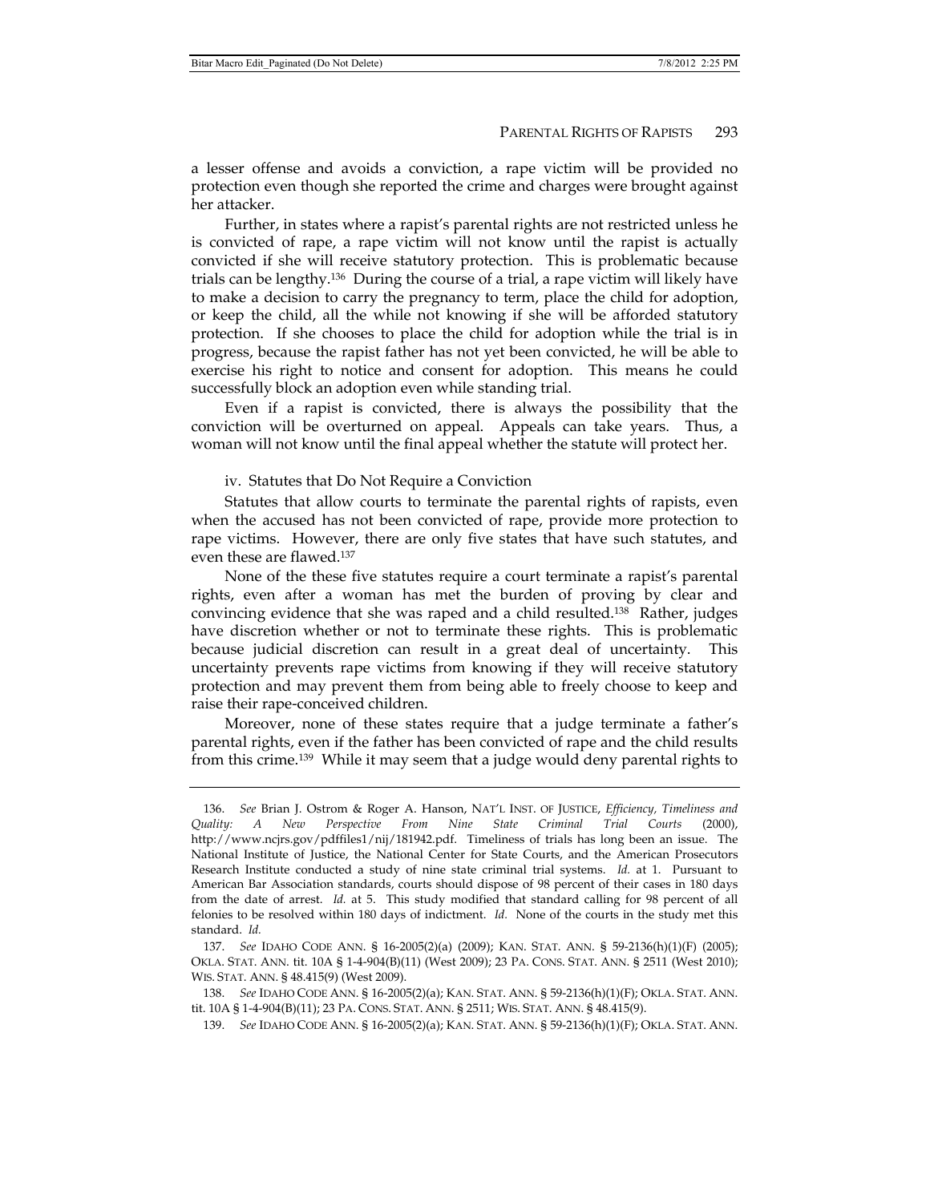a lesser offense and avoids a conviction, a rape victim will be provided no protection even though she reported the crime and charges were brought against her attacker.

Further, in states where a rapist's parental rights are not restricted unless he is convicted of rape, a rape victim will not know until the rapist is actually convicted if she will receive statutory protection. This is problematic because trials can be lengthy.[136] During the course of a trial, a rape victim will likely have to make a decision to carry the pregnancy to term, place the child for adoption, or keep the child, all the while not knowing if she will be afforded statutory protection. If she chooses to place the child for adoption while the trial is in progress, because the rapist father has not yet been convicted, he will be able to exercise his right to notice and consent for adoption. This means he could successfully block an adoption even while standing trial.

Even if a rapist is convicted, there is always the possibility that the conviction will be overturned on appeal. Appeals can take years. Thus, a woman will not know until the final appeal whether the statute will protect her.

iv. Statutes that Do Not Require a Conviction

Statutes that allow courts to terminate the parental rights of rapists, even when the accused has not been convicted of rape, provide more protection to rape victims. However, there are only five states that have such statutes, and even these are flawed.[137]

None of the these five statutes require a court terminate a rapist's parental rights, even after a woman has met the burden of proving by clear and convincing evidence that she was raped and a child resulted.[138] Rather, judges have discretion whether or not to terminate these rights. This is problematic because judicial discretion can result in a great deal of uncertainty. This uncertainty prevents rape victims from knowing if they will receive statutory protection and may prevent them from being able to freely choose to keep and raise their rape-conceived children.

Moreover, none of these states require that a judge terminate a father's parental rights, even if the father has been convicted of rape and the child results from this crime.[139] While it may seem that a judge would deny parental rights to

---

136. *See* Brian J. Ostrom & Roger A. Hanson, NAT'L INST. OF JUSTICE, *Efficiency, Timeliness and Quality: A New Perspective From Nine State Criminal Trial Courts* (2000), http://www.ncjrs.gov/pdffiles1/nij/181942.pdf. Timeliness of trials has long been an issue. The National Institute of Justice, the National Center for State Courts, and the American Prosecutors Research Institute conducted a study of nine state criminal trial systems. *Id.* at 1. Pursuant to American Bar Association standards, courts should dispose of 98 percent of their cases in 180 days from the date of arrest. *Id.* at 5. This study modified that standard calling for 98 percent of all felonies to be resolved within 180 days of indictment. *Id.* None of the courts in the study met this standard. *Id.*

137. *See* IDAHO CODE ANN. § 16-2005(2)(a) (2009); KAN. STAT. ANN. § 59-2136(h)(1)(F) (2005); OKLA. STAT. ANN. tit. 10A § 1-4-904(B)(11) (West 2009); 23 PA. CONS. STAT. ANN. § 2511 (West 2010); WIS. STAT. ANN. § 48.415(9) (West 2009).

138. *See* IDAHO CODE ANN. § 16-2005(2)(a); KAN. STAT. ANN. § 59-2136(h)(1)(F); OKLA. STAT. ANN. tit. 10A § 1-4-904(B)(11); 23 PA. CONS. STAT. ANN. § 2511; WIS. STAT. ANN. § 48.415(9).

139. *See* IDAHO CODE ANN. § 16-2005(2)(a); KAN. STAT. ANN. § 59-2136(h)(1)(F); OKLA. STAT. ANN.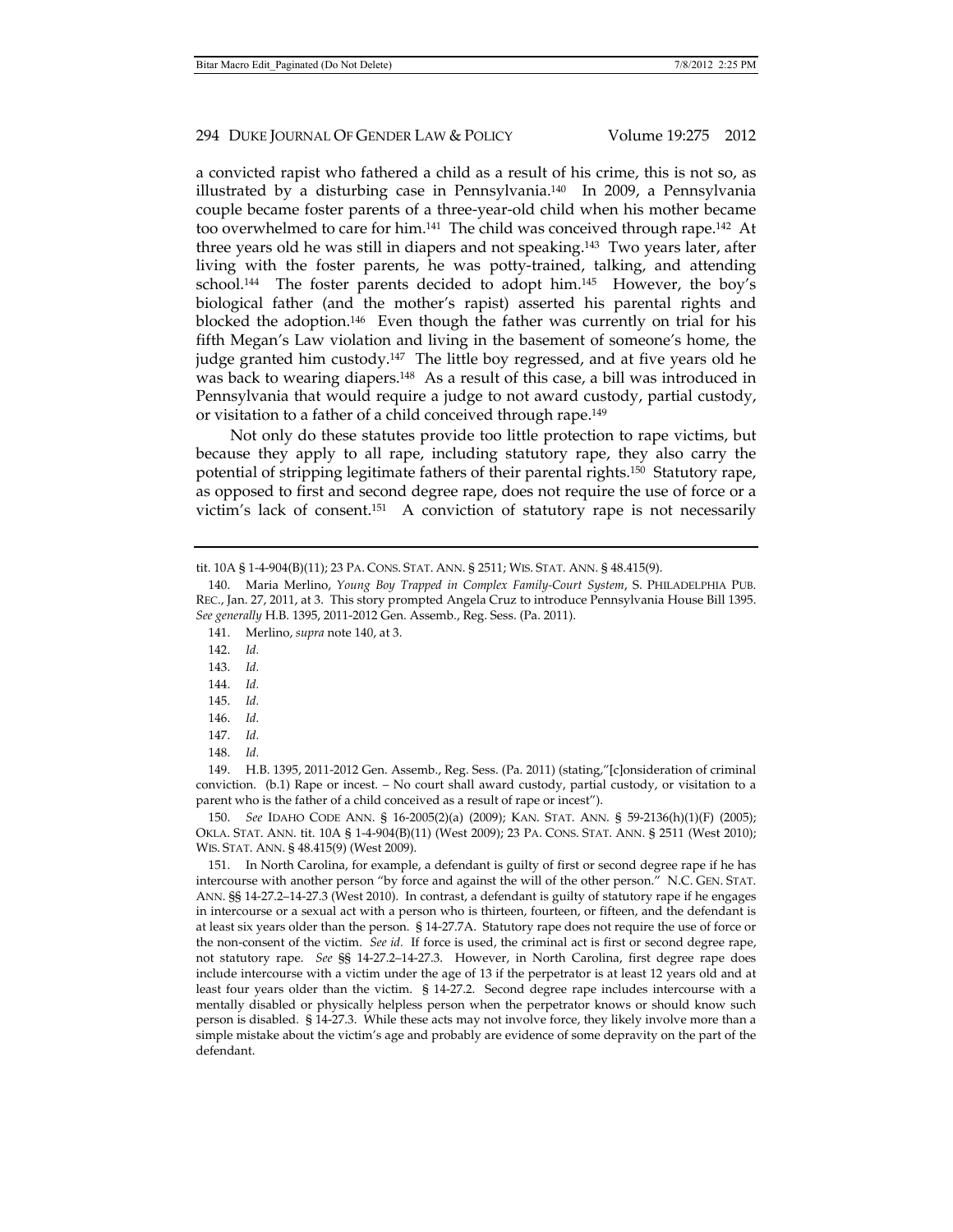a convicted rapist who fathered a child as a result of his crime, this is not so, as illustrated by a disturbing case in Pennsylvania.[140] In 2009, a Pennsylvania couple became foster parents of a three-year-old child when his mother became too overwhelmed to care for him.[141] The child was conceived through rape.[142] At three years old he was still in diapers and not speaking.[143] Two years later, after living with the foster parents, he was potty-trained, talking, and attending school.[144] The foster parents decided to adopt him.[145] However, the boy's biological father (and the mother's rapist) asserted his parental rights and blocked the adoption.[146] Even though the father was currently on trial for his fifth Megan's Law violation and living in the basement of someone's home, the judge granted him custody.[147] The little boy regressed, and at five years old he was back to wearing diapers.[148] As a result of this case, a bill was introduced in Pennsylvania that would require a judge to not award custody, partial custody, or visitation to a father of a child conceived through rape.[149]

Not only do these statutes provide too little protection to rape victims, but because they apply to all rape, including statutory rape, they also carry the potential of stripping legitimate fathers of their parental rights.[150] Statutory rape, as opposed to first and second degree rape, does not require the use of force or a victim's lack of consent.[151] A conviction of statutory rape is not necessarily

---

tit. 10A § 1-4-904(B)(11); 23 PA. CONS. STAT. ANN. § 2511; WIS. STAT. ANN. § 48.415(9).

140. Maria Merlino, *Young Boy Trapped in Complex Family-Court System*, S. PHILADELPHIA PUB. REC., Jan. 27, 2011, at 3. This story prompted Angela Cruz to introduce Pennsylvania House Bill 1395. *See generally* H.B. 1395, 2011-2012 Gen. Assemb., Reg. Sess. (Pa. 2011).

141. Merlino, *supra* note 140, at 3.

142. *Id.*

143. *Id.*

144. *Id.*

145. *Id.*

146. *Id.*

147. *Id.*

148. *Id.*

149. H.B. 1395, 2011-2012 Gen. Assemb., Reg. Sess. (Pa. 2011) (stating,"[c]onsideration of criminal conviction. (b.1) Rape or incest. – No court shall award custody, partial custody, or visitation to a parent who is the father of a child conceived as a result of rape or incest").

150. *See* IDAHO CODE ANN. § 16-2005(2)(a) (2009); KAN. STAT. ANN. § 59-2136(h)(1)(F) (2005); OKLA. STAT. ANN. tit. 10A § 1-4-904(B)(11) (West 2009); 23 PA. CONS. STAT. ANN. § 2511 (West 2010); WIS. STAT. ANN. § 48.415(9) (West 2009).

151. In North Carolina, for example, a defendant is guilty of first or second degree rape if he has intercourse with another person "by force and against the will of the other person." N.C. GEN. STAT. ANN. §§ 14-27.2–14-27.3 (West 2010). In contrast, a defendant is guilty of statutory rape if he engages in intercourse or a sexual act with a person who is thirteen, fourteen, or fifteen, and the defendant is at least six years older than the person. § 14-27.7A. Statutory rape does not require the use of force or the non-consent of the victim. *See id.* If force is used, the criminal act is first or second degree rape, not statutory rape. *See* §§ 14-27.2–14-27.3. However, in North Carolina, first degree rape does include intercourse with a victim under the age of 13 if the perpetrator is at least 12 years old and at least four years older than the victim. § 14-27.2. Second degree rape includes intercourse with a mentally disabled or physically helpless person when the perpetrator knows or should know such person is disabled. § 14-27.3. While these acts may not involve force, they likely involve more than a simple mistake about the victim's age and probably are evidence of some depravity on the part of the defendant.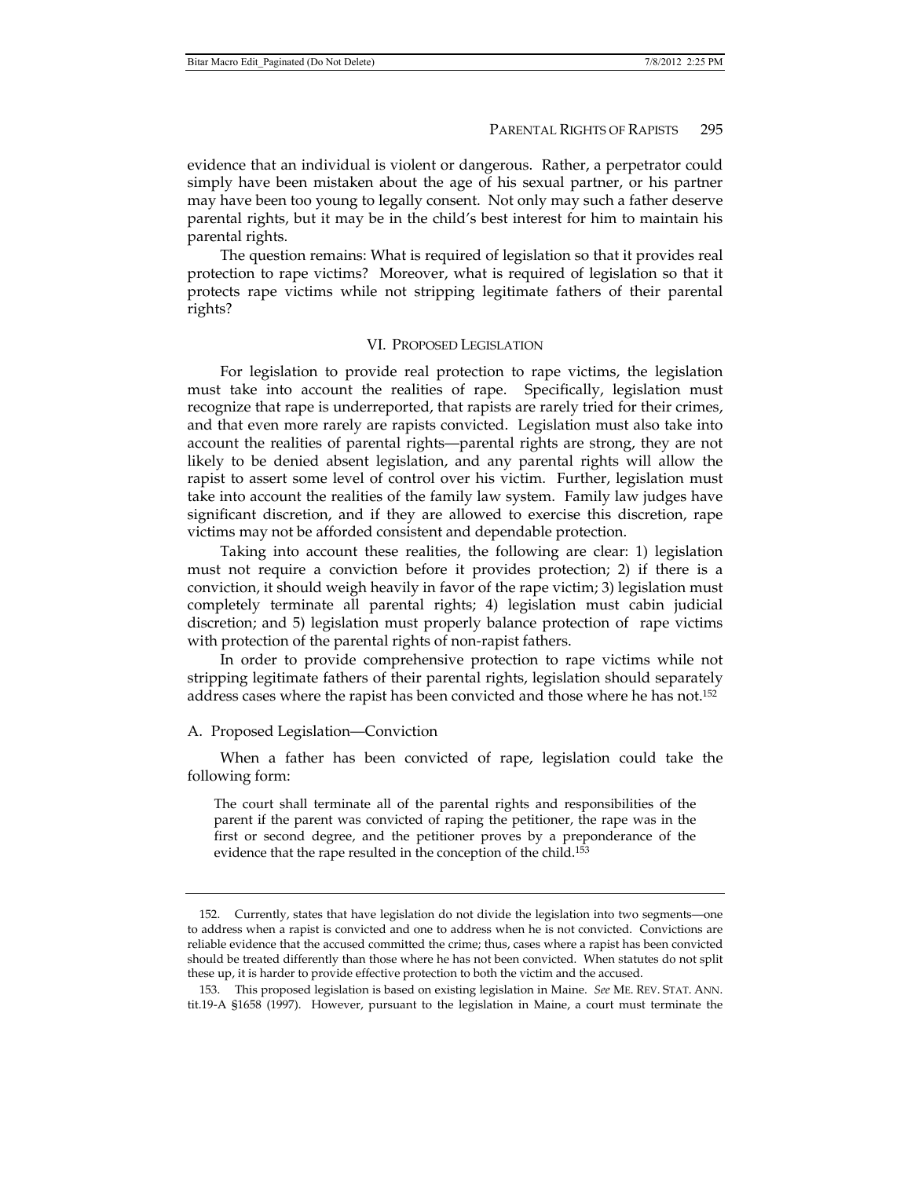evidence that an individual is violent or dangerous. Rather, a perpetrator could simply have been mistaken about the age of his sexual partner, or his partner may have been too young to legally consent. Not only may such a father deserve parental rights, but it may be in the child's best interest for him to maintain his parental rights.

The question remains: What is required of legislation so that it provides real protection to rape victims? Moreover, what is required of legislation so that it protects rape victims while not stripping legitimate fathers of their parental rights?

## VI. PROPOSED LEGISLATION

For legislation to provide real protection to rape victims, the legislation must take into account the realities of rape. Specifically, legislation must recognize that rape is underreported, that rapists are rarely tried for their crimes, and that even more rarely are rapists convicted. Legislation must also take into account the realities of parental rights—parental rights are strong, they are not likely to be denied absent legislation, and any parental rights will allow the rapist to assert some level of control over his victim. Further, legislation must take into account the realities of the family law system. Family law judges have significant discretion, and if they are allowed to exercise this discretion, rape victims may not be afforded consistent and dependable protection.

Taking into account these realities, the following are clear: 1) legislation must not require a conviction before it provides protection; 2) if there is a conviction, it should weigh heavily in favor of the rape victim; 3) legislation must completely terminate all parental rights; 4) legislation must cabin judicial discretion; and 5) legislation must properly balance protection of rape victims with protection of the parental rights of non-rapist fathers.

In order to provide comprehensive protection to rape victims while not stripping legitimate fathers of their parental rights, legislation should separately address cases where the rapist has been convicted and those where he has not.[152]

### A. Proposed Legislation—Conviction

When a father has been convicted of rape, legislation could take the following form:

> The court shall terminate all of the parental rights and responsibilities of the parent if the parent was convicted of raping the petitioner, the rape was in the first or second degree, and the petitioner proves by a preponderance of the evidence that the rape resulted in the conception of the child.[153]

---

152. Currently, states that have legislation do not divide the legislation into two segments—one to address when a rapist is convicted and one to address when he is not convicted. Convictions are reliable evidence that the accused committed the crime; thus, cases where a rapist has been convicted should be treated differently than those where he has not been convicted. When statutes do not split these up, it is harder to provide effective protection to both the victim and the accused.

153. This proposed legislation is based on existing legislation in Maine. *See* ME. REV. STAT. ANN. tit.19-A §1658 (1997). However, pursuant to the legislation in Maine, a court must terminate the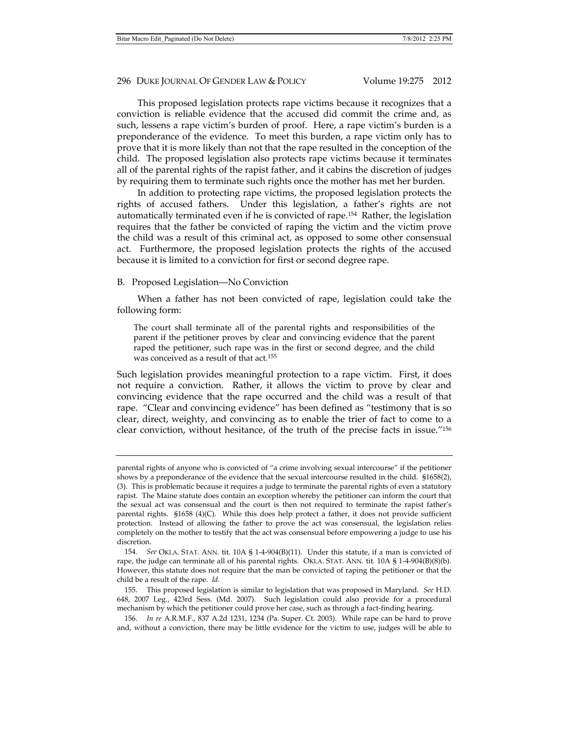This proposed legislation protects rape victims because it recognizes that a conviction is reliable evidence that the accused did commit the crime and, as such, lessens a rape victim's burden of proof. Here, a rape victim's burden is a preponderance of the evidence. To meet this burden, a rape victim only has to prove that it is more likely than not that the rape resulted in the conception of the child. The proposed legislation also protects rape victims because it terminates all of the parental rights of the rapist father, and it cabins the discretion of judges by requiring them to terminate such rights once the mother has met her burden.

In addition to protecting rape victims, the proposed legislation protects the rights of accused fathers. Under this legislation, a father's rights are not automatically terminated even if he is convicted of rape.[154] Rather, the legislation requires that the father be convicted of raping the victim and the victim prove the child was a result of this criminal act, as opposed to some other consensual act. Furthermore, the proposed legislation protects the rights of the accused because it is limited to a conviction for first or second degree rape.

## B. Proposed Legislation—No Conviction

When a father has not been convicted of rape, legislation could take the following form:

> The court shall terminate all of the parental rights and responsibilities of the parent if the petitioner proves by clear and convincing evidence that the parent raped the petitioner, such rape was in the first or second degree, and the child was conceived as a result of that act.[155]

Such legislation provides meaningful protection to a rape victim. First, it does not require a conviction. Rather, it allows the victim to prove by clear and convincing evidence that the rape occurred and the child was a result of that rape. "Clear and convincing evidence" has been defined as "testimony that is so clear, direct, weighty, and convincing as to enable the trier of fact to come to a clear conviction, without hesitance, of the truth of the precise facts in issue."[156]

---

parental rights of anyone who is convicted of "a crime involving sexual intercourse" if the petitioner shows by a preponderance of the evidence that the sexual intercourse resulted in the child. §1658(2), (3). This is problematic because it requires a judge to terminate the parental rights of even a statutory rapist. The Maine statute does contain an exception whereby the petitioner can inform the court that the sexual act was consensual and the court is then not required to terminate the rapist father's parental rights. §1658 (4)(C). While this does help protect a father, it does not provide sufficient protection. Instead of allowing the father to prove the act was consensual, the legislation relies completely on the mother to testify that the act was consensual before empowering a judge to use his discretion.

154. *See* OKLA. STAT. ANN. tit. 10A § 1-4-904(B)(11). Under this statute, if a man is convicted of rape, the judge can terminate all of his parental rights. OKLA. STAT. ANN. tit. 10A § 1-4-904(B)(8)(b). However, this statute does not require that the man be convicted of raping the petitioner or that the child be a result of the rape. *Id.*

155. This proposed legislation is similar to legislation that was proposed in Maryland. *See* H.D. 648, 2007 Leg., 423rd Sess. (Md. 2007). Such legislation could also provide for a procedural mechanism by which the petitioner could prove her case, such as through a fact-finding hearing.

156. *In re* A.R.M.F., 837 A.2d 1231, 1234 (Pa. Super. Ct. 2003). While rape can be hard to prove and, without a conviction, there may be little evidence for the victim to use, judges will be able to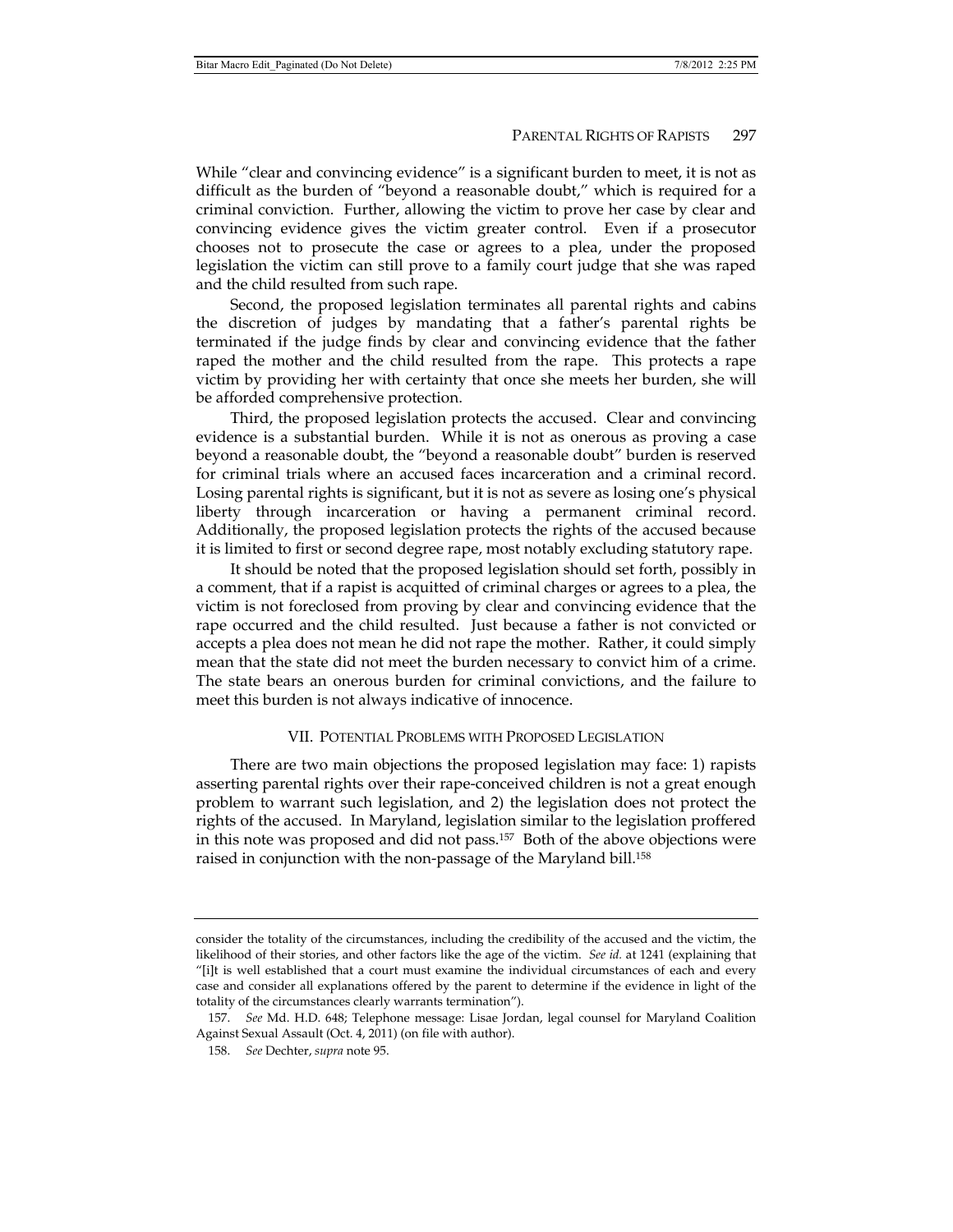While "clear and convincing evidence" is a significant burden to meet, it is not as difficult as the burden of "beyond a reasonable doubt," which is required for a criminal conviction. Further, allowing the victim to prove her case by clear and convincing evidence gives the victim greater control. Even if a prosecutor chooses not to prosecute the case or agrees to a plea, under the proposed legislation the victim can still prove to a family court judge that she was raped and the child resulted from such rape.

Second, the proposed legislation terminates all parental rights and cabins the discretion of judges by mandating that a father's parental rights be terminated if the judge finds by clear and convincing evidence that the father raped the mother and the child resulted from the rape. This protects a rape victim by providing her with certainty that once she meets her burden, she will be afforded comprehensive protection.

Third, the proposed legislation protects the accused. Clear and convincing evidence is a substantial burden. While it is not as onerous as proving a case beyond a reasonable doubt, the "beyond a reasonable doubt" burden is reserved for criminal trials where an accused faces incarceration and a criminal record. Losing parental rights is significant, but it is not as severe as losing one's physical liberty through incarceration or having a permanent criminal record. Additionally, the proposed legislation protects the rights of the accused because it is limited to first or second degree rape, most notably excluding statutory rape.

It should be noted that the proposed legislation should set forth, possibly in a comment, that if a rapist is acquitted of criminal charges or agrees to a plea, the victim is not foreclosed from proving by clear and convincing evidence that the rape occurred and the child resulted. Just because a father is not convicted or accepts a plea does not mean he did not rape the mother. Rather, it could simply mean that the state did not meet the burden necessary to convict him of a crime. The state bears an onerous burden for criminal convictions, and the failure to meet this burden is not always indicative of innocence.

## VII. Potential Problems with Proposed Legislation

There are two main objections the proposed legislation may face: 1) rapists asserting parental rights over their rape-conceived children is not a great enough problem to warrant such legislation, and 2) the legislation does not protect the rights of the accused. In Maryland, legislation similar to the legislation proffered in this note was proposed and did not pass.[157] Both of the above objections were raised in conjunction with the non-passage of the Maryland bill.[158]

---

consider the totality of the circumstances, including the credibility of the accused and the victim, the likelihood of their stories, and other factors like the age of the victim. *See id.* at 1241 (explaining that "[i]t is well established that a court must examine the individual circumstances of each and every case and consider all explanations offered by the parent to determine if the evidence in light of the totality of the circumstances clearly warrants termination").

157. *See* Md. H.D. 648; Telephone message: Lisae Jordan, legal counsel for Maryland Coalition Against Sexual Assault (Oct. 4, 2011) (on file with author).

158. *See* Dechter, *supra* note 95.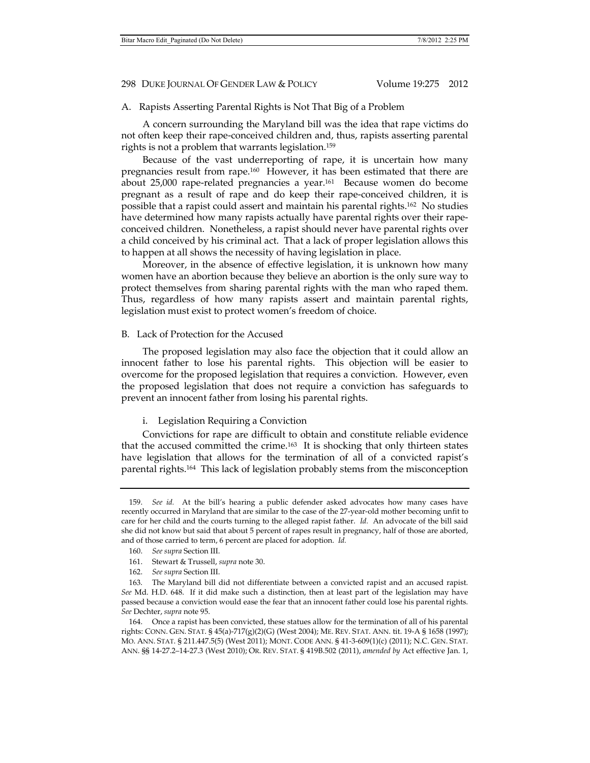### A. Rapists Asserting Parental Rights is Not That Big of a Problem

A concern surrounding the Maryland bill was the idea that rape victims do not often keep their rape-conceived children and, thus, rapists asserting parental rights is not a problem that warrants legislation.[159]

Because of the vast underreporting of rape, it is uncertain how many pregnancies result from rape.[160] However, it has been estimated that there are about 25,000 rape-related pregnancies a year.[161] Because women do become pregnant as a result of rape and do keep their rape-conceived children, it is possible that a rapist could assert and maintain his parental rights.[162] No studies have determined how many rapists actually have parental rights over their rape-conceived children. Nonetheless, a rapist should never have parental rights over a child conceived by his criminal act. That a lack of proper legislation allows this to happen at all shows the necessity of having legislation in place.

Moreover, in the absence of effective legislation, it is unknown how many women have an abortion because they believe an abortion is the only sure way to protect themselves from sharing parental rights with the man who raped them. Thus, regardless of how many rapists assert and maintain parental rights, legislation must exist to protect women's freedom of choice.

### B. Lack of Protection for the Accused

The proposed legislation may also face the objection that it could allow an innocent father to lose his parental rights. This objection will be easier to overcome for the proposed legislation that requires a conviction. However, even the proposed legislation that does not require a conviction has safeguards to prevent an innocent father from losing his parental rights.

#### i. Legislation Requiring a Conviction

Convictions for rape are difficult to obtain and constitute reliable evidence that the accused committed the crime.[163] It is shocking that only thirteen states have legislation that allows for the termination of all of a convicted rapist's parental rights.[164] This lack of legislation probably stems from the misconception

---

159. *See id.* At the bill's hearing a public defender asked advocates how many cases have recently occurred in Maryland that are similar to the case of the 27-year-old mother becoming unfit to care for her child and the courts turning to the alleged rapist father. *Id.* An advocate of the bill said she did not know but said that about 5 percent of rapes result in pregnancy, half of those are aborted, and of those carried to term, 6 percent are placed for adoption. *Id.*

160. *See supra* Section III.

161. Stewart & Trussell, *supra* note 30.

162. *See supra* Section III.

163. The Maryland bill did not differentiate between a convicted rapist and an accused rapist. *See* Md. H.D. 648. If it did make such a distinction, then at least part of the legislation may have passed because a conviction would ease the fear that an innocent father could lose his parental rights. *See* Dechter, *supra* note 95.

164. Once a rapist has been convicted, these statues allow for the termination of all of his parental rights: CONN. GEN. STAT. § 45(a)-717(g)(2)(G) (West 2004); ME. REV. STAT. ANN. tit. 19-A § 1658 (1997); MO. ANN. STAT. § 211.447.5(5) (West 2011); MONT. CODE ANN. § 41-3-609(1)(c) (2011); N.C. GEN. STAT. ANN. §§ 14-27.2–14-27.3 (West 2010); OR. REV. STAT. § 419B.502 (2011), *amended by* Act effective Jan. 1,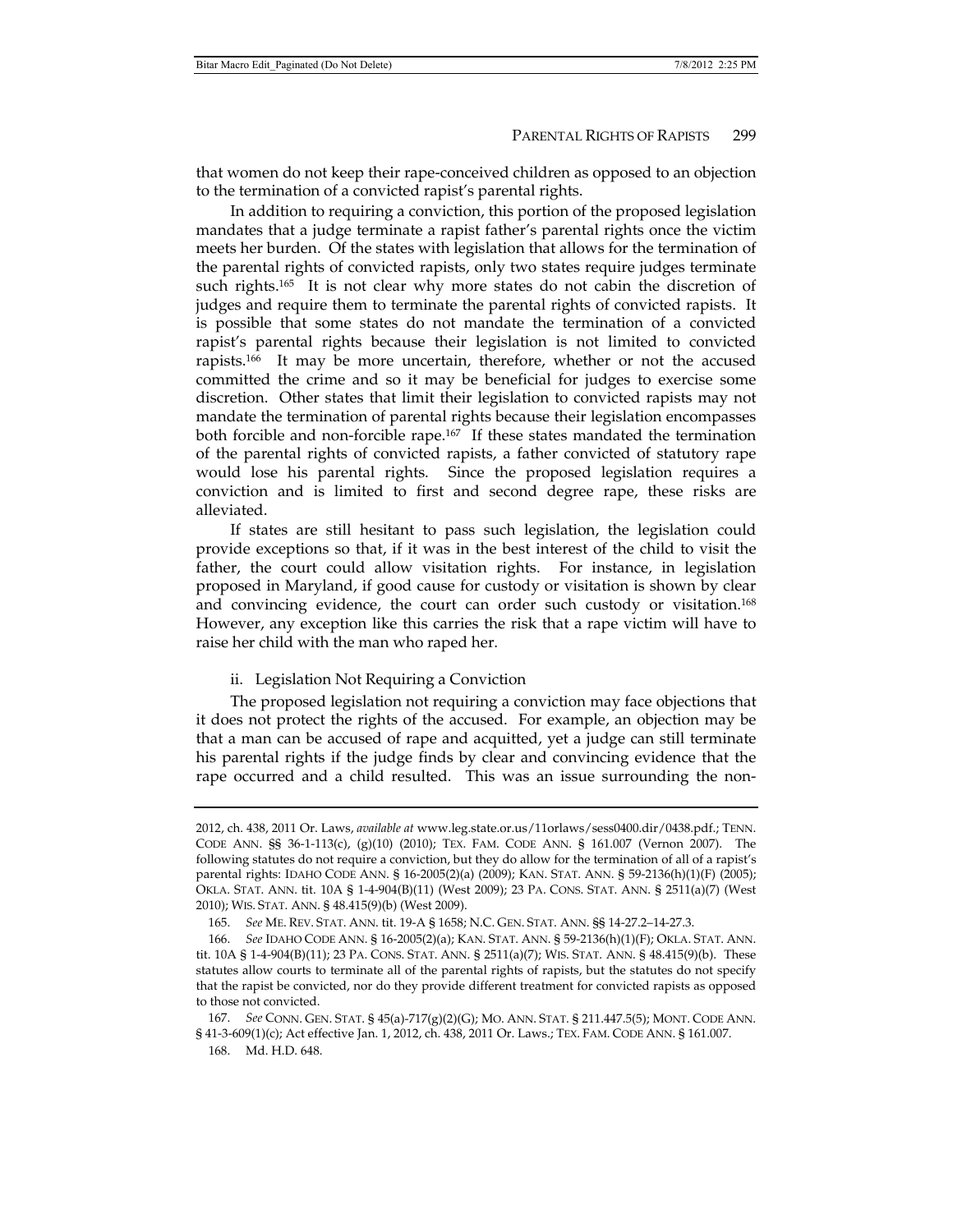that women do not keep their rape-conceived children as opposed to an objection to the termination of a convicted rapist's parental rights.

In addition to requiring a conviction, this portion of the proposed legislation mandates that a judge terminate a rapist father's parental rights once the victim meets her burden. Of the states with legislation that allows for the termination of the parental rights of convicted rapists, only two states require judges terminate such rights.[165] It is not clear why more states do not cabin the discretion of judges and require them to terminate the parental rights of convicted rapists. It is possible that some states do not mandate the termination of a convicted rapist's parental rights because their legislation is not limited to convicted rapists.[166] It may be more uncertain, therefore, whether or not the accused committed the crime and so it may be beneficial for judges to exercise some discretion. Other states that limit their legislation to convicted rapists may not mandate the termination of parental rights because their legislation encompasses both forcible and non-forcible rape.[167] If these states mandated the termination of the parental rights of convicted rapists, a father convicted of statutory rape would lose his parental rights. Since the proposed legislation requires a conviction and is limited to first and second degree rape, these risks are alleviated.

If states are still hesitant to pass such legislation, the legislation could provide exceptions so that, if it was in the best interest of the child to visit the father, the court could allow visitation rights. For instance, in legislation proposed in Maryland, if good cause for custody or visitation is shown by clear and convincing evidence, the court can order such custody or visitation.[168] However, any exception like this carries the risk that a rape victim will have to raise her child with the man who raped her.

#### ii. Legislation Not Requiring a Conviction

The proposed legislation not requiring a conviction may face objections that it does not protect the rights of the accused. For example, an objection may be that a man can be accused of rape and acquitted, yet a judge can still terminate his parental rights if the judge finds by clear and convincing evidence that the rape occurred and a child resulted. This was an issue surrounding the non-

---

2012, ch. 438, 2011 Or. Laws, *available at* www.leg.state.or.us/11orlaws/sess0400.dir/0438.pdf.; TENN. CODE ANN. §§ 36-1-113(c), (g)(10) (2010); TEX. FAM. CODE ANN. § 161.007 (Vernon 2007). The following statutes do not require a conviction, but they do allow for the termination of all of a rapist's parental rights: IDAHO CODE ANN. § 16-2005(2)(a) (2009); KAN. STAT. ANN. § 59-2136(h)(1)(F) (2005); OKLA. STAT. ANN. tit. 10A § 1-4-904(B)(11) (West 2009); 23 PA. CONS. STAT. ANN. § 2511(a)(7) (West 2010); WIS. STAT. ANN. § 48.415(9)(b) (West 2009).

165. *See* ME. REV. STAT. ANN. tit. 19-A § 1658; N.C. GEN. STAT. ANN. §§ 14-27.2–14-27.3.

166. *See* IDAHO CODE ANN. § 16-2005(2)(a); KAN. STAT. ANN. § 59-2136(h)(1)(F); OKLA. STAT. ANN. tit. 10A § 1-4-904(B)(11); 23 PA. CONS. STAT. ANN. § 2511(a)(7); WIS. STAT. ANN. § 48.415(9)(b). These statutes allow courts to terminate all of the parental rights of rapists, but the statutes do not specify that the rapist be convicted, nor do they provide different treatment for convicted rapists as opposed to those not convicted.

167. *See* CONN. GEN. STAT. § 45(a)-717(g)(2)(G); MO. ANN. STAT. § 211.447.5(5); MONT. CODE ANN. § 41-3-609(1)(c); Act effective Jan. 1, 2012, ch. 438, 2011 Or. Laws.; TEX. FAM. CODE ANN. § 161.007.

168. Md. H.D. 648.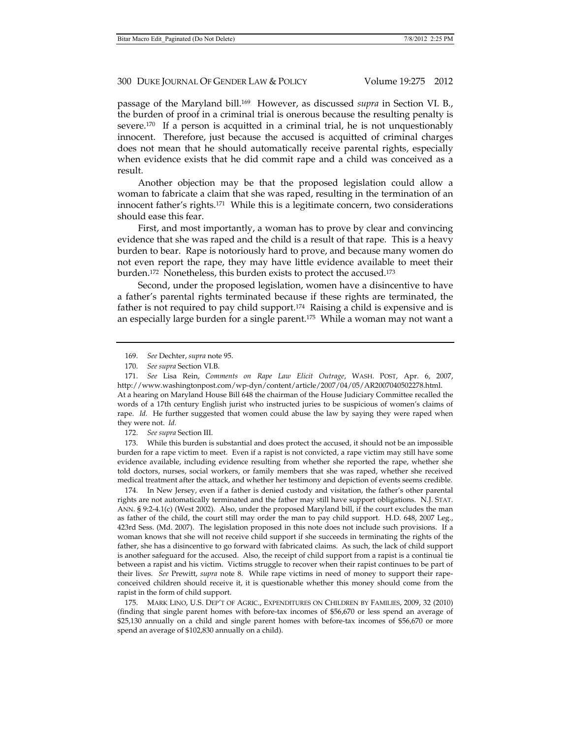passage of the Maryland bill.[169] However, as discussed *supra* in Section VI. B., the burden of proof in a criminal trial is onerous because the resulting penalty is severe.[170] If a person is acquitted in a criminal trial, he is not unquestionably innocent. Therefore, just because the accused is acquitted of criminal charges does not mean that he should automatically receive parental rights, especially when evidence exists that he did commit rape and a child was conceived as a result.

Another objection may be that the proposed legislation could allow a woman to fabricate a claim that she was raped, resulting in the termination of an innocent father's rights.[171] While this is a legitimate concern, two considerations should ease this fear.

First, and most importantly, a woman has to prove by clear and convincing evidence that she was raped and the child is a result of that rape. This is a heavy burden to bear. Rape is notoriously hard to prove, and because many women do not even report the rape, they may have little evidence available to meet their burden.[172] Nonetheless, this burden exists to protect the accused.[173]

Second, under the proposed legislation, women have a disincentive to have a father's parental rights terminated because if these rights are terminated, the father is not required to pay child support.[174] Raising a child is expensive and is an especially large burden for a single parent.[175] While a woman may not want a

---

169. *See* Dechter, *supra* note 95.

170. *See supra* Section VI.B.

171. *See* Lisa Rein, *Comments on Rape Law Elicit Outrage*, WASH. POST, Apr. 6, 2007, http://www.washingtonpost.com/wp-dyn/content/article/2007/04/05/AR2007040502278.html. At a hearing on Maryland House Bill 648 the chairman of the House Judiciary Committee recalled the words of a 17th century English jurist who instructed juries to be suspicious of women's claims of rape. *Id.* He further suggested that women could abuse the law by saying they were raped when they were not. *Id.*

172. *See supra* Section III.

173. While this burden is substantial and does protect the accused, it should not be an impossible burden for a rape victim to meet. Even if a rapist is not convicted, a rape victim may still have some evidence available, including evidence resulting from whether she reported the rape, whether she told doctors, nurses, social workers, or family members that she was raped, whether she received medical treatment after the attack, and whether her testimony and depiction of events seems credible.

174. In New Jersey, even if a father is denied custody and visitation, the father's other parental rights are not automatically terminated and the father may still have support obligations. N.J. STAT. ANN. § 9:2-4.1(c) (West 2002). Also, under the proposed Maryland bill, if the court excludes the man as father of the child, the court still may order the man to pay child support. H.D. 648, 2007 Leg., 423rd Sess. (Md. 2007). The legislation proposed in this note does not include such provisions. If a woman knows that she will not receive child support if she succeeds in terminating the rights of the father, she has a disincentive to go forward with fabricated claims. As such, the lack of child support is another safeguard for the accused. Also, the receipt of child support from a rapist is a continual tie between a rapist and his victim. Victims struggle to recover when their rapist continues to be part of their lives. *See* Prewitt, *supra* note 8. While rape victims in need of money to support their rape-conceived children should receive it, it is questionable whether this money should come from the rapist in the form of child support.

175. MARK LINO, U.S. DEP'T OF AGRIC., EXPENDITURES ON CHILDREN BY FAMILIES, 2009, 32 (2010) (finding that single parent homes with before-tax incomes of $56,670 or less spend an average of $25,130 annually on a child and single parent homes with before-tax incomes of $56,670 or more spend an average of $102,830 annually on a child).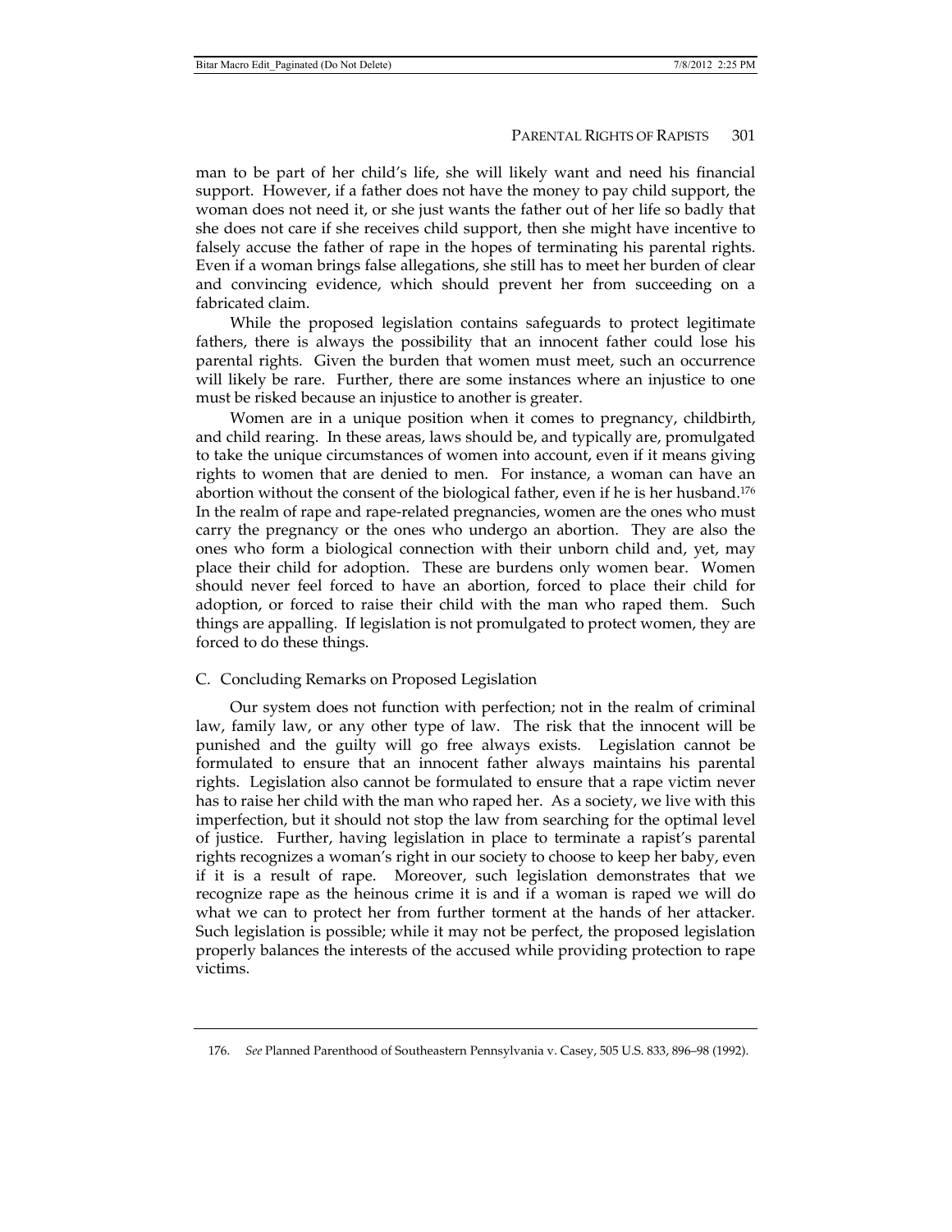man to be part of her child's life, she will likely want and need his financial support. However, if a father does not have the money to pay child support, the woman does not need it, or she just wants the father out of her life so badly that she does not care if she receives child support, then she might have incentive to falsely accuse the father of rape in the hopes of terminating his parental rights. Even if a woman brings false allegations, she still has to meet her burden of clear and convincing evidence, which should prevent her from succeeding on a fabricated claim.

While the proposed legislation contains safeguards to protect legitimate fathers, there is always the possibility that an innocent father could lose his parental rights. Given the burden that women must meet, such an occurrence will likely be rare. Further, there are some instances where an injustice to one must be risked because an injustice to another is greater.

Women are in a unique position when it comes to pregnancy, childbirth, and child rearing. In these areas, laws should be, and typically are, promulgated to take the unique circumstances of women into account, even if it means giving rights to women that are denied to men. For instance, a woman can have an abortion without the consent of the biological father, even if he is her husband.[176] In the realm of rape and rape-related pregnancies, women are the ones who must carry the pregnancy or the ones who undergo an abortion. They are also the ones who form a biological connection with their unborn child and, yet, may place their child for adoption. These are burdens only women bear. Women should never feel forced to have an abortion, forced to place their child for adoption, or forced to raise their child with the man who raped them. Such things are appalling. If legislation is not promulgated to protect women, they are forced to do these things.

### C. Concluding Remarks on Proposed Legislation

Our system does not function with perfection; not in the realm of criminal law, family law, or any other type of law. The risk that the innocent will be punished and the guilty will go free always exists. Legislation cannot be formulated to ensure that an innocent father always maintains his parental rights. Legislation also cannot be formulated to ensure that a rape victim never has to raise her child with the man who raped her. As a society, we live with this imperfection, but it should not stop the law from searching for the optimal level of justice. Further, having legislation in place to terminate a rapist's parental rights recognizes a woman's right in our society to choose to keep her baby, even if it is a result of rape. Moreover, such legislation demonstrates that we recognize rape as the heinous crime it is and if a woman is raped we will do what we can to protect her from further torment at the hands of her attacker. Such legislation is possible; while it may not be perfect, the proposed legislation properly balances the interests of the accused while providing protection to rape victims.

---

176. *See* Planned Parenthood of Southeastern Pennsylvania v. Casey, 505 U.S. 833, 896–98 (1992).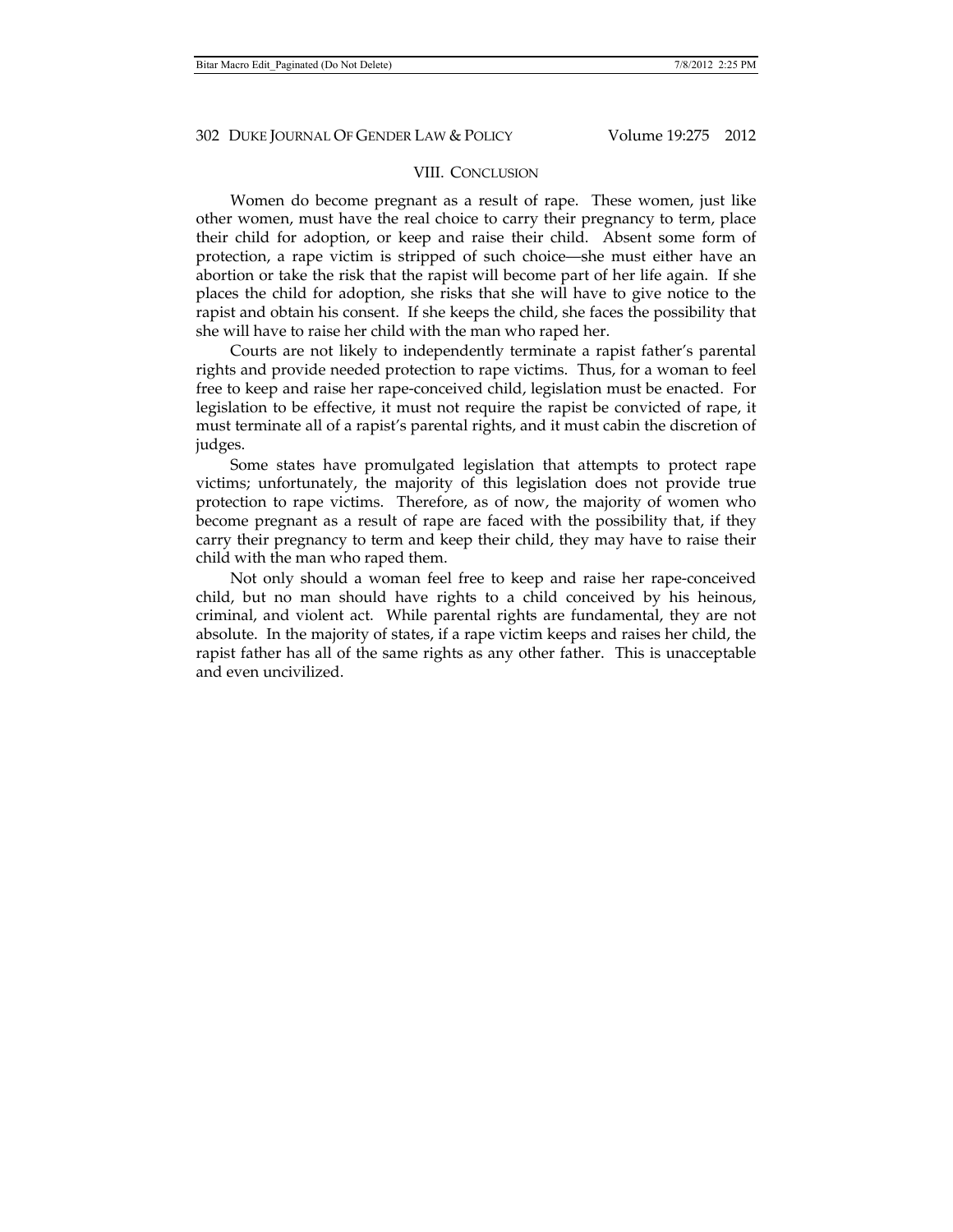## VIII. Conclusion

Women do become pregnant as a result of rape. These women, just like other women, must have the real choice to carry their pregnancy to term, place their child for adoption, or keep and raise their child. Absent some form of protection, a rape victim is stripped of such choice—she must either have an abortion or take the risk that the rapist will become part of her life again. If she places the child for adoption, she risks that she will have to give notice to the rapist and obtain his consent. If she keeps the child, she faces the possibility that she will have to raise her child with the man who raped her.

Courts are not likely to independently terminate a rapist father's parental rights and provide needed protection to rape victims. Thus, for a woman to feel free to keep and raise her rape-conceived child, legislation must be enacted. For legislation to be effective, it must not require the rapist be convicted of rape, it must terminate all of a rapist's parental rights, and it must cabin the discretion of judges.

Some states have promulgated legislation that attempts to protect rape victims; unfortunately, the majority of this legislation does not provide true protection to rape victims. Therefore, as of now, the majority of women who become pregnant as a result of rape are faced with the possibility that, if they carry their pregnancy to term and keep their child, they may have to raise their child with the man who raped them.

Not only should a woman feel free to keep and raise her rape-conceived child, but no man should have rights to a child conceived by his heinous, criminal, and violent act. While parental rights are fundamental, they are not absolute. In the majority of states, if a rape victim keeps and raises her child, the rapist father has all of the same rights as any other father. This is unacceptable and even uncivilized.